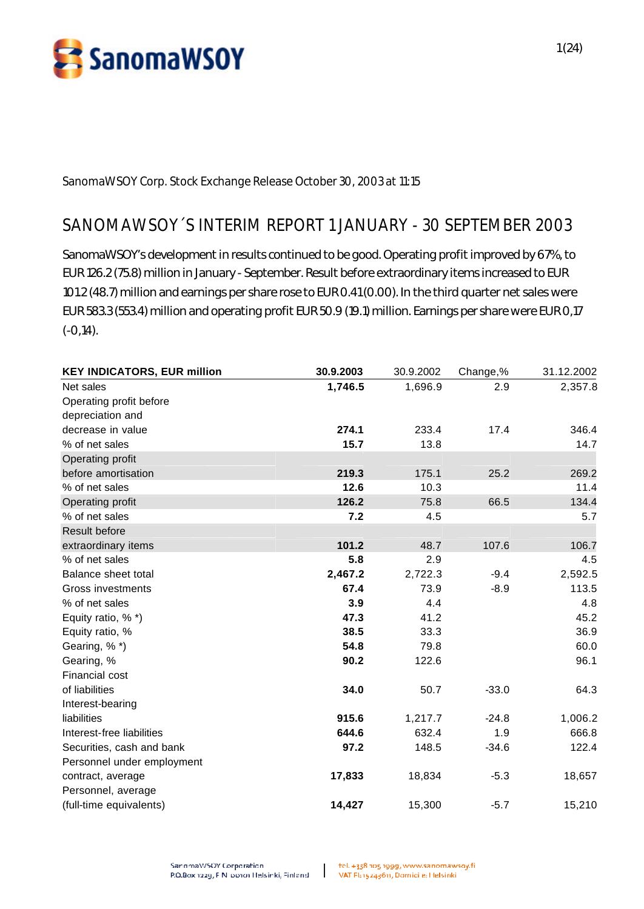SanomaWSOY Corp. Stock Exchange Release October 30, 2003 at 11:15

# SANOMAWSOY´S INTERIM REPORT 1 JANUARY - 30 SEPTEMBER 2003

SanomaWSOY's development in results continued to be good. Operating profit improved by 67%, to EUR 126.2 (75.8) million in January - September. Result before extraordinary items increased to EUR 101.2 (48.7) million and earnings per share rose to EUR 0.41 (0.00). In the third quarter net sales were EUR 583.3 (553.4) million and operating profit EUR 50.9 (19.1) million. Earnings per share were EUR 0,17 (-0,14).

| KEY INDICATORS, EUR million | 30.9.2003 | 30.9.2002 | Change,% | 31.12.2002 |
|---|---|---|---|---|
| Net sales | **1,746.5** | 1,696.9 | 2.9 | 2,357.8 |
| Operating profit before depreciation and decrease in value | **274.1** | 233.4 | 17.4 | 346.4 |
| % of net sales | **15.7** | 13.8 | | 14.7 |
| Operating profit before amortisation | **219.3** | 175.1 | 25.2 | 269.2 |
| % of net sales | **12.6** | 10.3 | | 11.4 |
| Operating profit | **126.2** | 75.8 | 66.5 | 134.4 |
| % of net sales | **7.2** | 4.5 | | 5.7 |
| Result before extraordinary items | **101.2** | 48.7 | 107.6 | 106.7 |
| % of net sales | **5.8** | 2.9 | | 4.5 |
| Balance sheet total | **2,467.2** | 2,722.3 | -9.4 | 2,592.5 |
| Gross investments | **67.4** | 73.9 | -8.9 | 113.5 |
| % of net sales | **3.9** | 4.4 | | 4.8 |
| Equity ratio, % *) | **47.3** | 41.2 | | 45.2 |
| Equity ratio, % | **38.5** | 33.3 | | 36.9 |
| Gearing, % *) | **54.8** | 79.8 | | 60.0 |
| Gearing, % | **90.2** | 122.6 | | 96.1 |
| Financial cost of liabilities | **34.0** | 50.7 | -33.0 | 64.3 |
| Interest-bearing liabilities | **915.6** | 1,217.7 | -24.8 | 1,006.2 |
| Interest-free liabilities | **644.6** | 632.4 | 1.9 | 666.8 |
| Securities, cash and bank | **97.2** | 148.5 | -34.6 | 122.4 |
| Personnel under employment contract, average | **17,833** | 18,834 | -5.3 | 18,657 |
| Personnel, average (full-time equivalents) | **14,427** | 15,300 | -5.7 | 15,210 |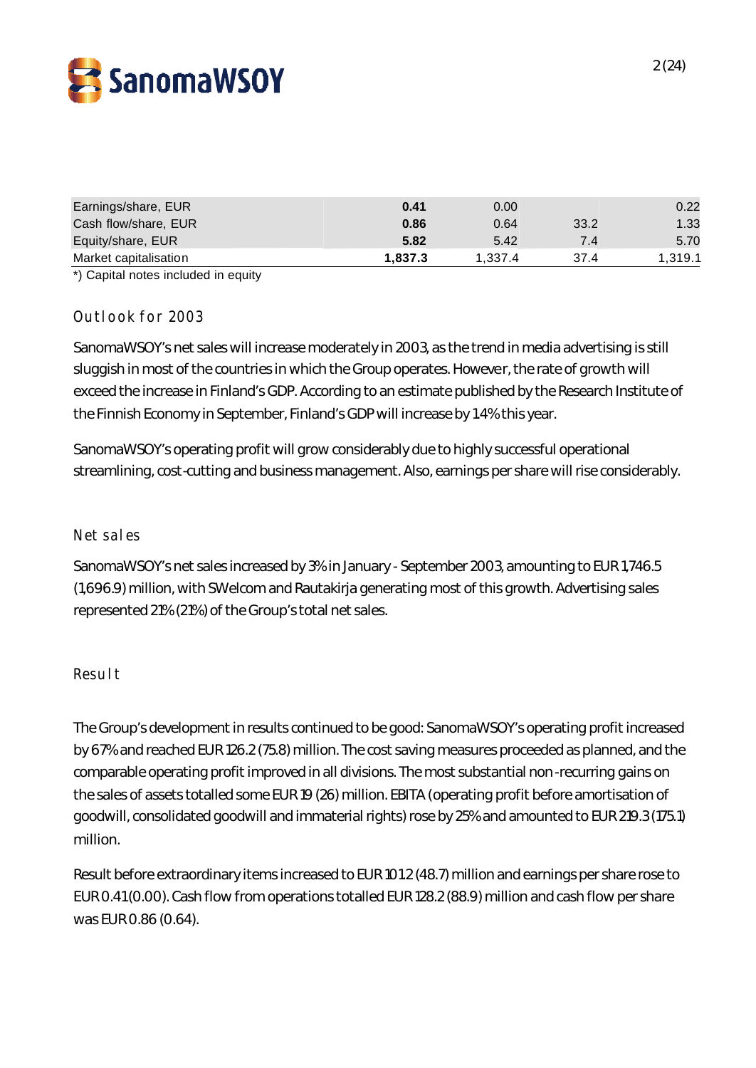| | | | | |
|---|---|---|---|---|
| Earnings/share, EUR | **0.41** | 0.00 | | 0.22 |
| Cash flow/share, EUR | **0.86** | 0.64 | 33.2 | 1.33 |
| Equity/share, EUR | **5.82** | 5.42 | 7.4 | 5.70 |
| Market capitalisation | **1,837.3** | 1,337.4 | 37.4 | 1,319.1 |

*) Capital notes included in equity

## Outlook for 2003

SanomaWSOY's net sales will increase moderately in 2003, as the trend in media advertising is still sluggish in most of the countries in which the Group operates. However, the rate of growth will exceed the increase in Finland's GDP. According to an estimate published by the Research Institute of the Finnish Economy in September, Finland's GDP will increase by 1.4% this year.

SanomaWSOY's operating profit will grow considerably due to highly successful operational streamlining, cost-cutting and business management. Also, earnings per share will rise considerably.

## Net sales

SanomaWSOY's net sales increased by 3% in January - September 2003, amounting to EUR 1,746.5 (1,696.9) million, with SWelcom and Rautakirja generating most of this growth. Advertising sales represented 21% (21%) of the Group's total net sales.

## Result

The Group's development in results continued to be good: SanomaWSOY's operating profit increased by 67% and reached EUR 126.2 (75.8) million. The cost saving measures proceeded as planned, and the comparable operating profit improved in all divisions. The most substantial non-recurring gains on the sales of assets totalled some EUR 19 (26) million. EBITA (operating profit before amortisation of goodwill, consolidated goodwill and immaterial rights) rose by 25% and amounted to EUR 219.3 (175.1) million.

Result before extraordinary items increased to EUR 101.2 (48.7) million and earnings per share rose to EUR 0.41 (0.00). Cash flow from operations totalled EUR 128.2 (88.9) million and cash flow per share was EUR 0.86 (0.64).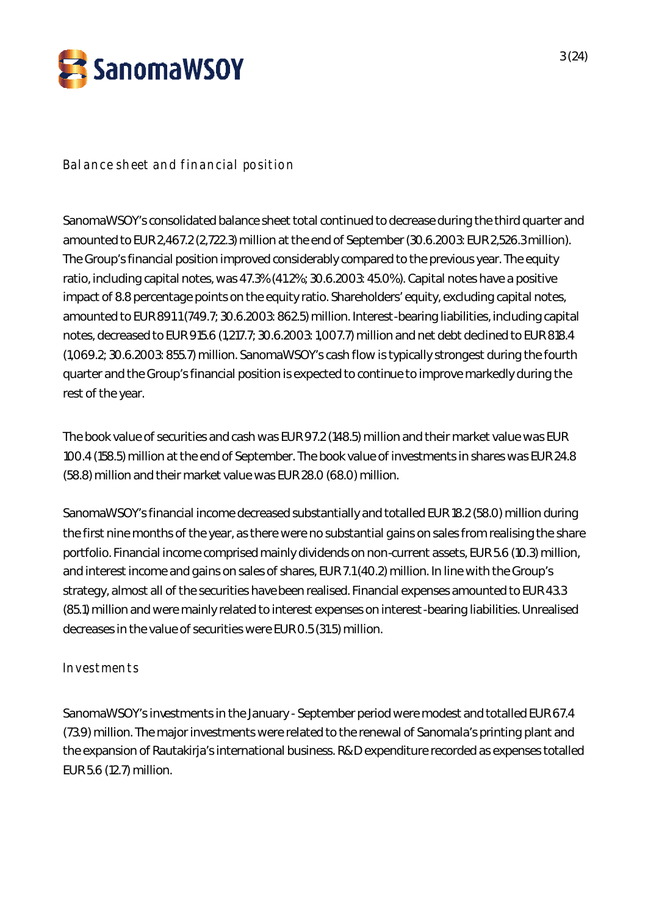## Balance sheet and financial position

SanomaWSOY's consolidated balance sheet total continued to decrease during the third quarter and amounted to EUR 2,467.2 (2,722.3) million at the end of September (30.6.2003: EUR 2,526.3 million). The Group's financial position improved considerably compared to the previous year. The equity ratio, including capital notes, was 47.3% (41.2%; 30.6.2003: 45.0%). Capital notes have a positive impact of 8.8 percentage points on the equity ratio. Shareholders' equity, excluding capital notes, amounted to EUR 891.1 (749.7; 30.6.2003: 862.5) million. Interest-bearing liabilities, including capital notes, decreased to EUR 915.6 (1,217.7; 30.6.2003: 1,007.7) million and net debt declined to EUR 818.4 (1,069.2; 30.6.2003: 855.7) million. SanomaWSOY's cash flow is typically strongest during the fourth quarter and the Group's financial position is expected to continue to improve markedly during the rest of the year.

The book value of securities and cash was EUR 97.2 (148.5) million and their market value was EUR 100.4 (158.5) million at the end of September. The book value of investments in shares was EUR 24.8 (58.8) million and their market value was EUR 28.0 (68.0) million.

SanomaWSOY's financial income decreased substantially and totalled EUR 18.2 (58.0) million during the first nine months of the year, as there were no substantial gains on sales from realising the share portfolio. Financial income comprised mainly dividends on non-current assets, EUR 5.6 (10.3) million, and interest income and gains on sales of shares, EUR 7.1 (40.2) million. In line with the Group's strategy, almost all of the securities have been realised. Financial expenses amounted to EUR 43.3 (85.1) million and were mainly related to interest expenses on interest-bearing liabilities. Unrealised decreases in the value of securities were EUR 0.5 (31.5) million.

## Investments

SanomaWSOY's investments in the January - September period were modest and totalled EUR 67.4 (73.9) million. The major investments were related to the renewal of Sanomala's printing plant and the expansion of Rautakirja's international business. R&D expenditure recorded as expenses totalled EUR 5.6 (12.7) million.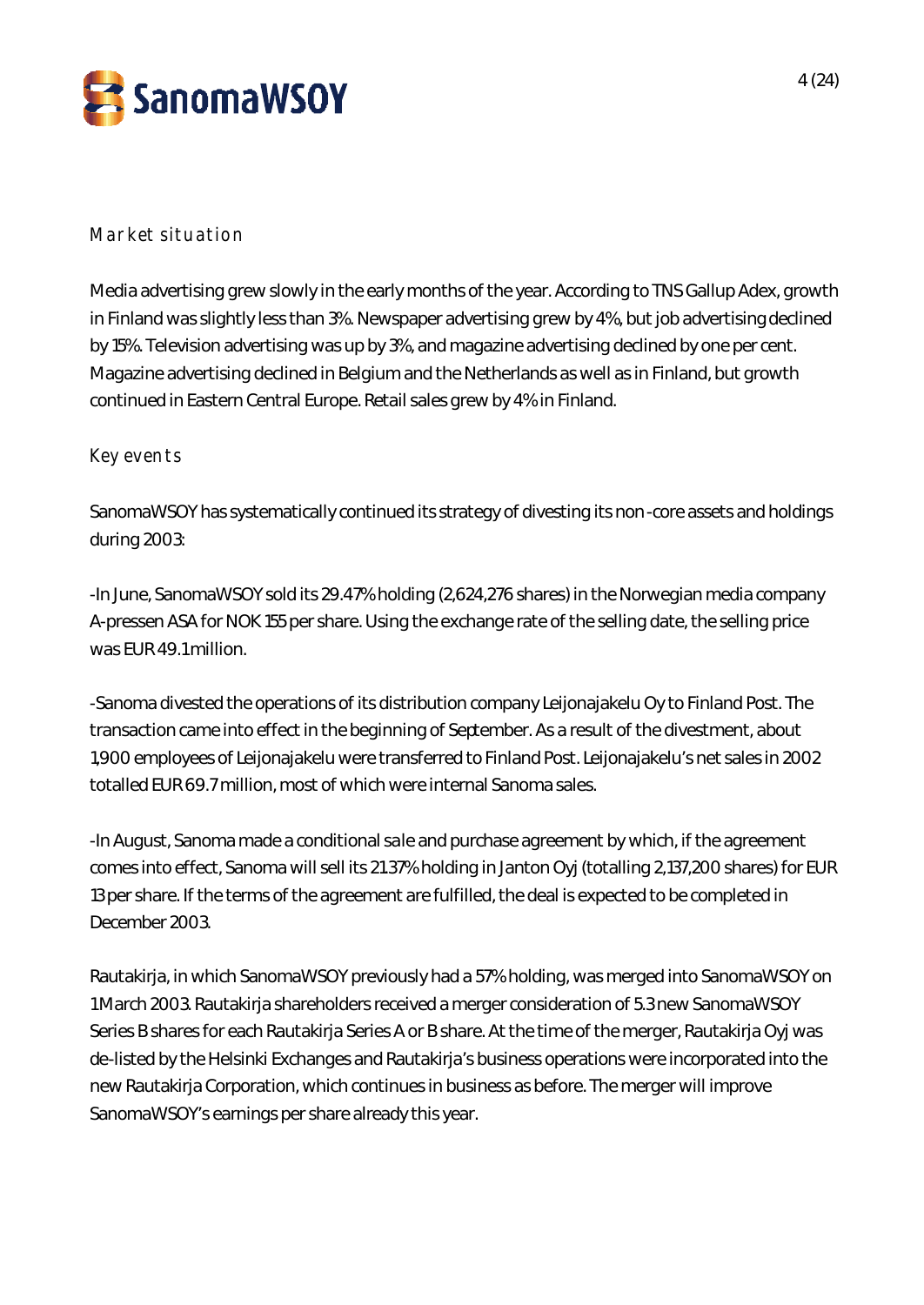## Market situation

Media advertising grew slowly in the early months of the year. According to TNS Gallup Adex, growth in Finland was slightly less than 3%. Newspaper advertising grew by 4%, but job advertising declined by 15%. Television advertising was up by 3%, and magazine advertising declined by one per cent. Magazine advertising declined in Belgium and the Netherlands as well as in Finland, but growth continued in Eastern Central Europe. Retail sales grew by 4% in Finland.

## Key events

SanomaWSOY has systematically continued its strategy of divesting its non-core assets and holdings during 2003:

-In June, SanomaWSOY sold its 29.47% holding (2,624,276 shares) in the Norwegian media company A-pressen ASA for NOK 155 per share. Using the exchange rate of the selling date, the selling price was EUR 49.1 million.

-Sanoma divested the operations of its distribution company Leijonajakelu Oy to Finland Post. The transaction came into effect in the beginning of September. As a result of the divestment, about 1,900 employees of Leijonajakelu were transferred to Finland Post. Leijonajakelu's net sales in 2002 totalled EUR 69.7 million, most of which were internal Sanoma sales.

-In August, Sanoma made a conditional sale and purchase agreement by which, if the agreement comes into effect, Sanoma will sell its 21.37% holding in Janton Oyj (totalling 2,137,200 shares) for EUR 13 per share. If the terms of the agreement are fulfilled, the deal is expected to be completed in December 2003.

Rautakirja, in which SanomaWSOY previously had a 57% holding, was merged into SanomaWSOY on 1 March 2003. Rautakirja shareholders received a merger consideration of 5.3 new SanomaWSOY Series B shares for each Rautakirja Series A or B share. At the time of the merger, Rautakirja Oyj was de-listed by the Helsinki Exchanges and Rautakirja's business operations were incorporated into the new Rautakirja Corporation, which continues in business as before. The merger will improve SanomaWSOY's earnings per share already this year.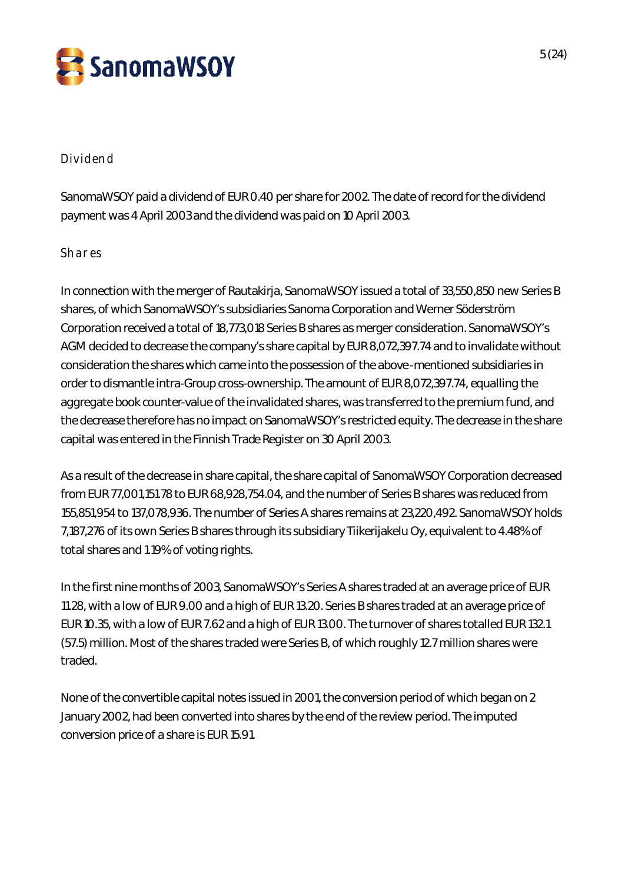## Dividend

SanomaWSOY paid a dividend of EUR 0.40 per share for 2002. The date of record for the dividend payment was 4 April 2003 and the dividend was paid on 10 April 2003.

## Shares

In connection with the merger of Rautakirja, SanomaWSOY issued a total of 33,550,850 new Series B shares, of which SanomaWSOY's subsidiaries Sanoma Corporation and Werner Söderström Corporation received a total of 18,773,018 Series B shares as merger consideration. SanomaWSOY's AGM decided to decrease the company's share capital by EUR 8,072,397.74 and to invalidate without consideration the shares which came into the possession of the above-mentioned subsidiaries in order to dismantle intra-Group cross-ownership. The amount of EUR 8,072,397.74, equalling the aggregate book counter-value of the invalidated shares, was transferred to the premium fund, and the decrease therefore has no impact on SanomaWSOY's restricted equity. The decrease in the share capital was entered in the Finnish Trade Register on 30 April 2003.

As a result of the decrease in share capital, the share capital of SanomaWSOY Corporation decreased from EUR 77,001,151.78 to EUR 68,928,754.04, and the number of Series B shares was reduced from 155,851,954 to 137,078,936. The number of Series A shares remains at 23,220,492. SanomaWSOY holds 7,187,276 of its own Series B shares through its subsidiary Tiikerijakelu Oy, equivalent to 4.48% of total shares and 1.19% of voting rights.

In the first nine months of 2003, SanomaWSOY's Series A shares traded at an average price of EUR 11.28, with a low of EUR 9.00 and a high of EUR 13.20. Series B shares traded at an average price of EUR 10.35, with a low of EUR 7.62 and a high of EUR 13.00. The turnover of shares totalled EUR 132.1 (57.5) million. Most of the shares traded were Series B, of which roughly 12.7 million shares were traded.

None of the convertible capital notes issued in 2001, the conversion period of which began on 2 January 2002, had been converted into shares by the end of the review period. The imputed conversion price of a share is EUR 15.91.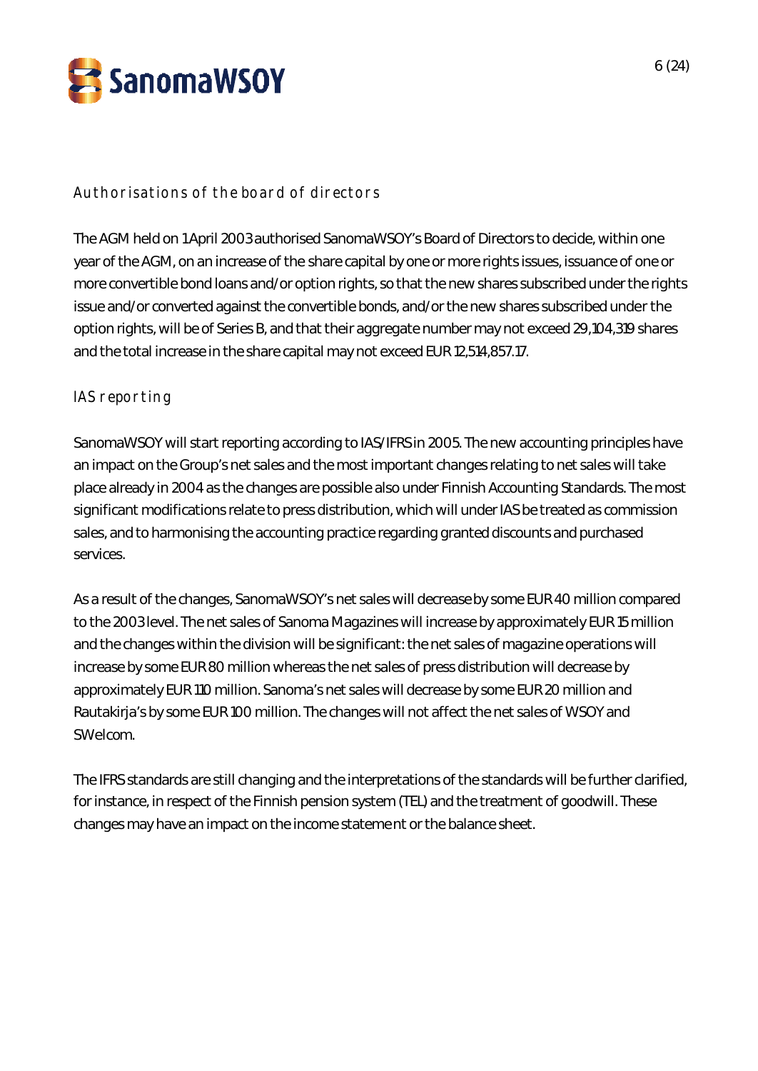## Authorisations of the board of directors

The AGM held on 1 April 2003 authorised SanomaWSOY's Board of Directors to decide, within one year of the AGM, on an increase of the share capital by one or more rights issues, issuance of one or more convertible bond loans and/or option rights, so that the new shares subscribed under the rights issue and/or converted against the convertible bonds, and/or the new shares subscribed under the option rights, will be of Series B, and that their aggregate number may not exceed 29,104,319 shares and the total increase in the share capital may not exceed EUR 12,514,857.17.

## IAS reporting

SanomaWSOY will start reporting according to IAS/IFRS in 2005. The new accounting principles have an impact on the Group's net sales and the most important changes relating to net sales will take place already in 2004 as the changes are possible also under Finnish Accounting Standards. The most significant modifications relate to press distribution, which will under IAS be treated as commission sales, and to harmonising the accounting practice regarding granted discounts and purchased services.

As a result of the changes, SanomaWSOY's net sales will decrease by some EUR 40 million compared to the 2003 level. The net sales of Sanoma Magazines will increase by approximately EUR 15 million and the changes within the division will be significant: the net sales of magazine operations will increase by some EUR 80 million whereas the net sales of press distribution will decrease by approximately EUR 110 million. Sanoma's net sales will decrease by some EUR 20 million and Rautakirja's by some EUR 100 million. The changes will not affect the net sales of WSOY and SWelcom.

The IFRS standards are still changing and the interpretations of the standards will be further clarified, for instance, in respect of the Finnish pension system (TEL) and the treatment of goodwill. These changes may have an impact on the income statement or the balance sheet.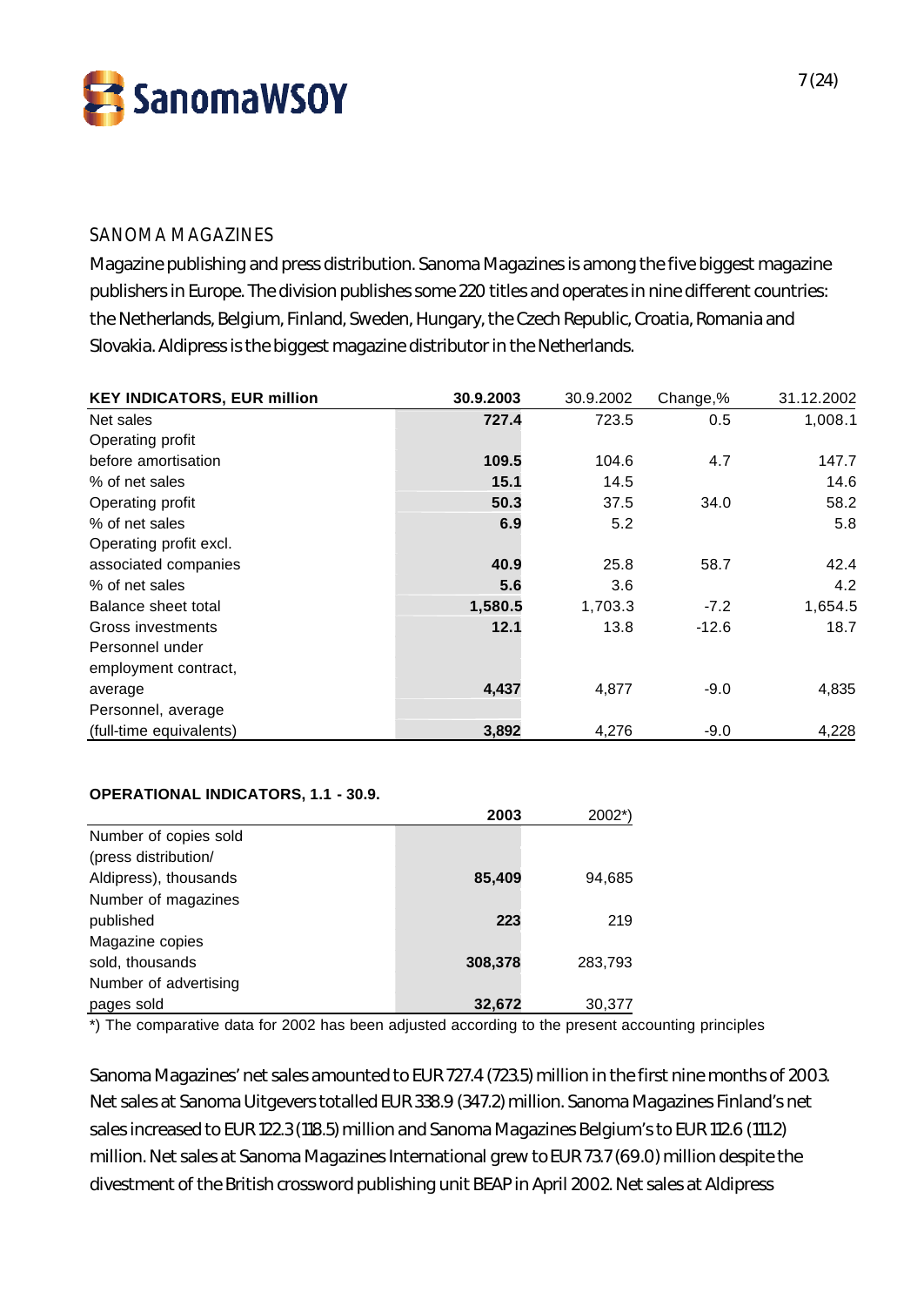## SANOMA MAGAZINES

Magazine publishing and press distribution. Sanoma Magazines is among the five biggest magazine publishers in Europe. The division publishes some 220 titles and operates in nine different countries: the Netherlands, Belgium, Finland, Sweden, Hungary, the Czech Republic, Croatia, Romania and Slovakia. Aldipress is the biggest magazine distributor in the Netherlands.

| KEY INDICATORS, EUR million | 30.9.2003 | 30.9.2002 | Change,% | 31.12.2002 |
|---|---|---|---|---|
| Net sales | **727.4** | 723.5 | 0.5 | 1,008.1 |
| Operating profit before amortisation | **109.5** | 104.6 | 4.7 | 147.7 |
| % of net sales | **15.1** | 14.5 | | 14.6 |
| Operating profit | **50.3** | 37.5 | 34.0 | 58.2 |
| % of net sales | **6.9** | 5.2 | | 5.8 |
| Operating profit excl. associated companies | **40.9** | 25.8 | 58.7 | 42.4 |
| % of net sales | **5.6** | 3.6 | | 4.2 |
| Balance sheet total | **1,580.5** | 1,703.3 | -7.2 | 1,654.5 |
| Gross investments | **12.1** | 13.8 | -12.6 | 18.7 |
| Personnel under employment contract, average | **4,437** | 4,877 | -9.0 | 4,835 |
| Personnel, average (full-time equivalents) | **3,892** | 4,276 | -9.0 | 4,228 |

**OPERATIONAL INDICATORS, 1.1 - 30.9.**

| | 2003 | 2002*) |
|---|---|---|
| Number of copies sold (press distribution/ Aldipress), thousands | **85,409** | 94,685 |
| Number of magazines published | **223** | 219 |
| Magazine copies sold, thousands | **308,378** | 283,793 |
| Number of advertising pages sold | **32,672** | 30,377 |

*) The comparative data for 2002 has been adjusted according to the present accounting principles

Sanoma Magazines' net sales amounted to EUR 727.4 (723.5) million in the first nine months of 2003. Net sales at Sanoma Uitgevers totalled EUR 338.9 (347.2) million. Sanoma Magazines Finland's net sales increased to EUR 122.3 (118.5) million and Sanoma Magazines Belgium's to EUR 112.6 (111.2) million. Net sales at Sanoma Magazines International grew to EUR 73.7 (69.0) million despite the divestment of the British crossword publishing unit BEAP in April 2002. Net sales at Aldipress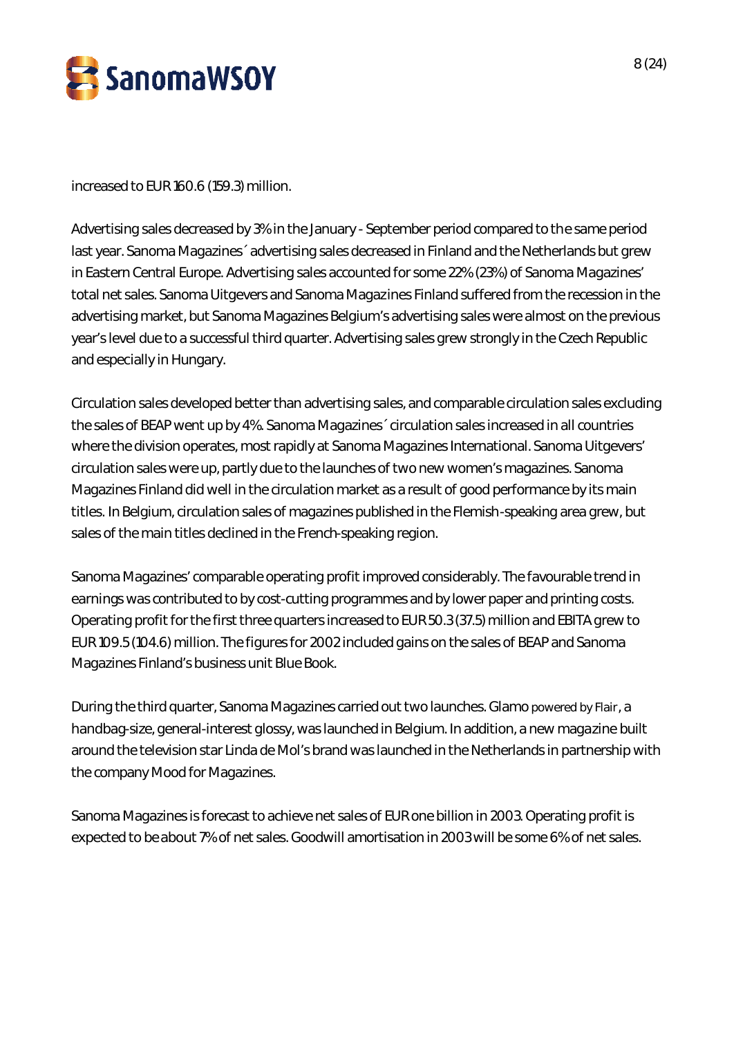increased to EUR 160.6 (159.3) million.

Advertising sales decreased by 3% in the January - September period compared to the same period last year. Sanoma Magazines´ advertising sales decreased in Finland and the Netherlands but grew in Eastern Central Europe. Advertising sales accounted for some 22% (23%) of Sanoma Magazines' total net sales. Sanoma Uitgevers and Sanoma Magazines Finland suffered from the recession in the advertising market, but Sanoma Magazines Belgium's advertising sales were almost on the previous year's level due to a successful third quarter. Advertising sales grew strongly in the Czech Republic and especially in Hungary.

Circulation sales developed better than advertising sales, and comparable circulation sales excluding the sales of BEAP went up by 4%. Sanoma Magazines´ circulation sales increased in all countries where the division operates, most rapidly at Sanoma Magazines International. Sanoma Uitgevers' circulation sales were up, partly due to the launches of two new women's magazines. Sanoma Magazines Finland did well in the circulation market as a result of good performance by its main titles. In Belgium, circulation sales of magazines published in the Flemish-speaking area grew, but sales of the main titles declined in the French-speaking region.

Sanoma Magazines' comparable operating profit improved considerably. The favourable trend in earnings was contributed to by cost-cutting programmes and by lower paper and printing costs. Operating profit for the first three quarters increased to EUR 50.3 (37.5) million and EBITA grew to EUR 109.5 (104.6) million. The figures for 2002 included gains on the sales of BEAP and Sanoma Magazines Finland's business unit Blue Book.

During the third quarter, Sanoma Magazines carried out two launches. Glamo powered by Flair, a handbag-size, general-interest glossy, was launched in Belgium. In addition, a new magazine built around the television star Linda de Mol's brand was launched in the Netherlands in partnership with the company Mood for Magazines.

Sanoma Magazines is forecast to achieve net sales of EUR one billion in 2003. Operating profit is expected to be about 7% of net sales. Goodwill amortisation in 2003 will be some 6% of net sales.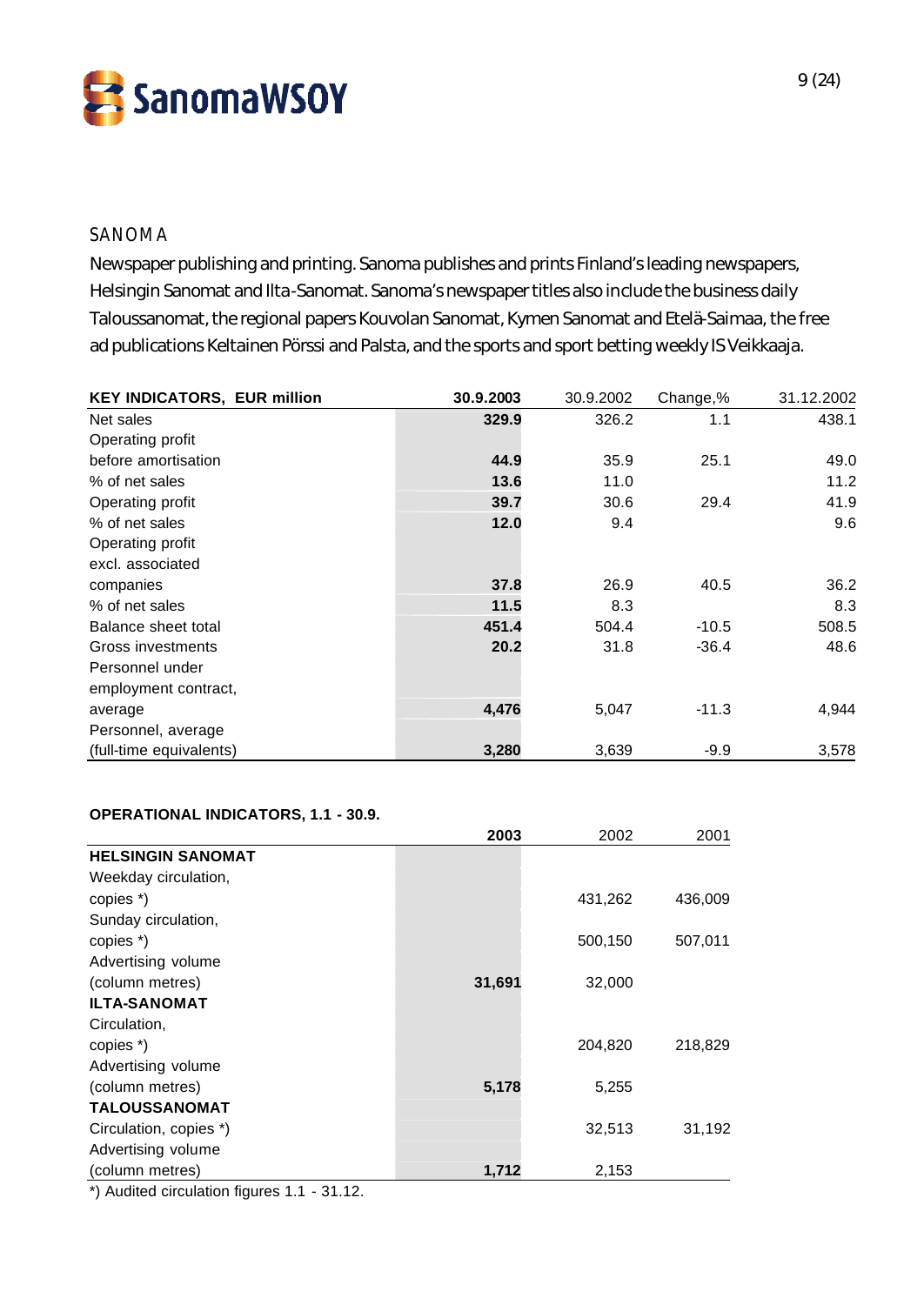## SANOMA

Newspaper publishing and printing. Sanoma publishes and prints Finland's leading newspapers, Helsingin Sanomat and Ilta-Sanomat. Sanoma's newspaper titles also include the business daily Taloussanomat, the regional papers Kouvolan Sanomat, Kymen Sanomat and Etelä-Saimaa, the free ad publications Keltainen Pörssi and Palsta, and the sports and sport betting weekly IS Veikkaaja.

| KEY INDICATORS, EUR million | 30.9.2003 | 30.9.2002 | Change,% | 31.12.2002 |
|---|---|---|---|---|
| Net sales | **329.9** | 326.2 | 1.1 | 438.1 |
| Operating profit before amortisation | **44.9** | 35.9 | 25.1 | 49.0 |
| % of net sales | **13.6** | 11.0 | | 11.2 |
| Operating profit | **39.7** | 30.6 | 29.4 | 41.9 |
| % of net sales | **12.0** | 9.4 | | 9.6 |
| Operating profit excl. associated companies | **37.8** | 26.9 | 40.5 | 36.2 |
| % of net sales | **11.5** | 8.3 | | 8.3 |
| Balance sheet total | **451.4** | 504.4 | -10.5 | 508.5 |
| Gross investments | **20.2** | 31.8 | -36.4 | 48.6 |
| Personnel under employment contract, average | **4,476** | 5,047 | -11.3 | 4,944 |
| Personnel, average (full-time equivalents) | **3,280** | 3,639 | -9.9 | 3,578 |

**OPERATIONAL INDICATORS, 1.1 - 30.9.**

| | 2003 | 2002 | 2001 |
|---|---|---|---|
| **HELSINGIN SANOMAT** | | | |
| Weekday circulation, copies *) | | 431,262 | 436,009 |
| Sunday circulation, copies *) | | 500,150 | 507,011 |
| Advertising volume (column metres) | **31,691** | 32,000 | |
| **ILTA-SANOMAT** | | | |
| Circulation, copies *) | | 204,820 | 218,829 |
| Advertising volume (column metres) | **5,178** | 5,255 | |
| **TALOUSSANOMAT** | | | |
| Circulation, copies *) | | 32,513 | 31,192 |
| Advertising volume (column metres) | **1,712** | 2,153 | |

*) Audited circulation figures 1.1 - 31.12.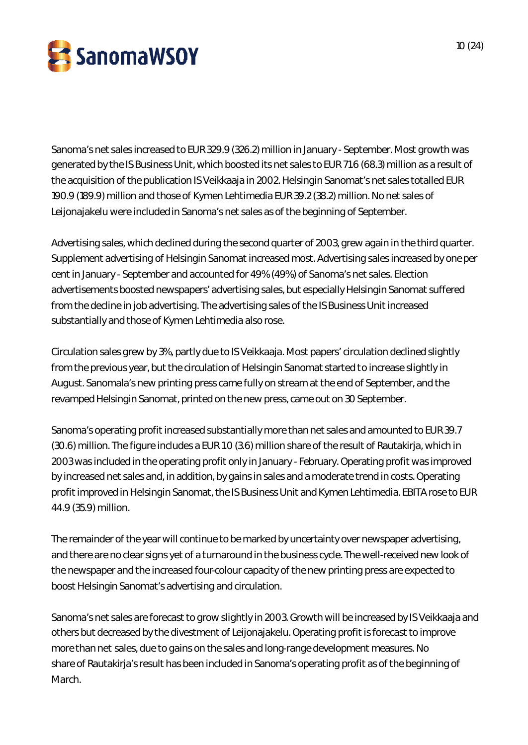Sanoma's net sales increased to EUR 329.9 (326.2) million in January - September. Most growth was generated by the IS Business Unit, which boosted its net sales to EUR 71.6 (68.3) million as a result of the acquisition of the publication IS Veikkaaja in 2002. Helsingin Sanomat's net sales totalled EUR 190.9 (189.9) million and those of Kymen Lehtimedia EUR 39.2 (38.2) million. No net sales of Leijonajakelu were included in Sanoma's net sales as of the beginning of September.

Advertising sales, which declined during the second quarter of 2003, grew again in the third quarter. Supplement advertising of Helsingin Sanomat increased most. Advertising sales increased by one per cent in January - September and accounted for 49% (49%) of Sanoma's net sales. Election advertisements boosted newspapers' advertising sales, but especially Helsingin Sanomat suffered from the decline in job advertising. The advertising sales of the IS Business Unit increased substantially and those of Kymen Lehtimedia also rose.

Circulation sales grew by 3%, partly due to IS Veikkaaja. Most papers' circulation declined slightly from the previous year, but the circulation of Helsingin Sanomat started to increase slightly in August. Sanomala's new printing press came fully on stream at the end of September, and the revamped Helsingin Sanomat, printed on the new press, came out on 30 September.

Sanoma's operating profit increased substantially more than net sales and amounted to EUR 39.7 (30.6) million. The figure includes a EUR 1.0 (3.6) million share of the result of Rautakirja, which in 2003 was included in the operating profit only in January - February. Operating profit was improved by increased net sales and, in addition, by gains in sales and a moderate trend in costs. Operating profit improved in Helsingin Sanomat, the IS Business Unit and Kymen Lehtimedia. EBITA rose to EUR 44.9 (35.9) million.

The remainder of the year will continue to be marked by uncertainty over newspaper advertising, and there are no clear signs yet of a turnaround in the business cycle. The well-received new look of the newspaper and the increased four-colour capacity of the new printing press are expected to boost Helsingin Sanomat's advertising and circulation.

Sanoma's net sales are forecast to grow slightly in 2003. Growth will be increased by IS Veikkaaja and others but decreased by the divestment of Leijonajakelu. Operating profit is forecast to improve more than net sales, due to gains on the sales and long-range development measures. No share of Rautakirja's result has been included in Sanoma's operating profit as of the beginning of March.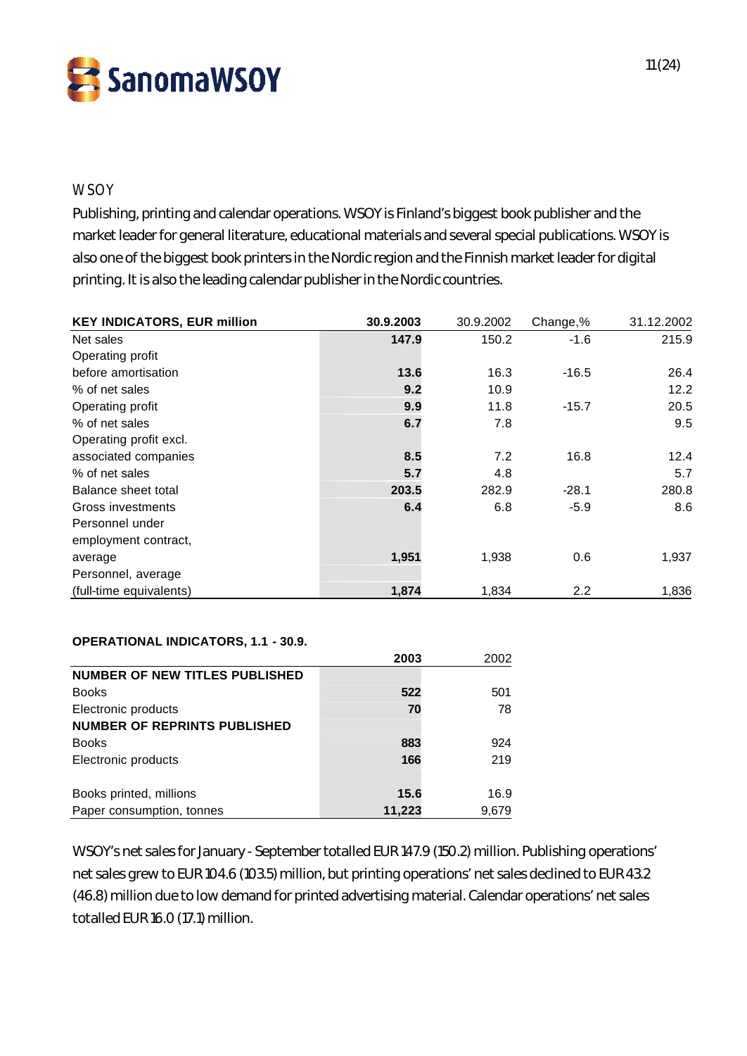## WSOY

Publishing, printing and calendar operations. WSOY is Finland's biggest book publisher and the market leader for general literature, educational materials and several special publications. WSOY is also one of the biggest book printers in the Nordic region and the Finnish market leader for digital printing. It is also the leading calendar publisher in the Nordic countries.

| KEY INDICATORS, EUR million | 30.9.2003 | 30.9.2002 | Change,% | 31.12.2002 |
|---|---|---|---|---|
| Net sales | **147.9** | 150.2 | -1.6 | 215.9 |
| Operating profit before amortisation | **13.6** | 16.3 | -16.5 | 26.4 |
| % of net sales | **9.2** | 10.9 | | 12.2 |
| Operating profit | **9.9** | 11.8 | -15.7 | 20.5 |
| % of net sales | **6.7** | 7.8 | | 9.5 |
| Operating profit excl. associated companies | **8.5** | 7.2 | 16.8 | 12.4 |
| % of net sales | **5.7** | 4.8 | | 5.7 |
| Balance sheet total | **203.5** | 282.9 | -28.1 | 280.8 |
| Gross investments | **6.4** | 6.8 | -5.9 | 8.6 |
| Personnel under employment contract, average | **1,951** | 1,938 | 0.6 | 1,937 |
| Personnel, average (full-time equivalents) | **1,874** | 1,834 | 2.2 | 1,836 |

**OPERATIONAL INDICATORS, 1.1 - 30.9.**

| | 2003 | 2002 |
|---|---|---|
| **NUMBER OF NEW TITLES PUBLISHED** | | |
| Books | **522** | 501 |
| Electronic products | **70** | 78 |
| **NUMBER OF REPRINTS PUBLISHED** | | |
| Books | **883** | 924 |
| Electronic products | **166** | 219 |
| Books printed, millions | **15.6** | 16.9 |
| Paper consumption, tonnes | **11,223** | 9,679 |

WSOY's net sales for January - September totalled EUR 147.9 (150.2) million. Publishing operations' net sales grew to EUR 104.6 (103.5) million, but printing operations' net sales declined to EUR 43.2 (46.8) million due to low demand for printed advertising material. Calendar operations' net sales totalled EUR 16.0 (17.1) million.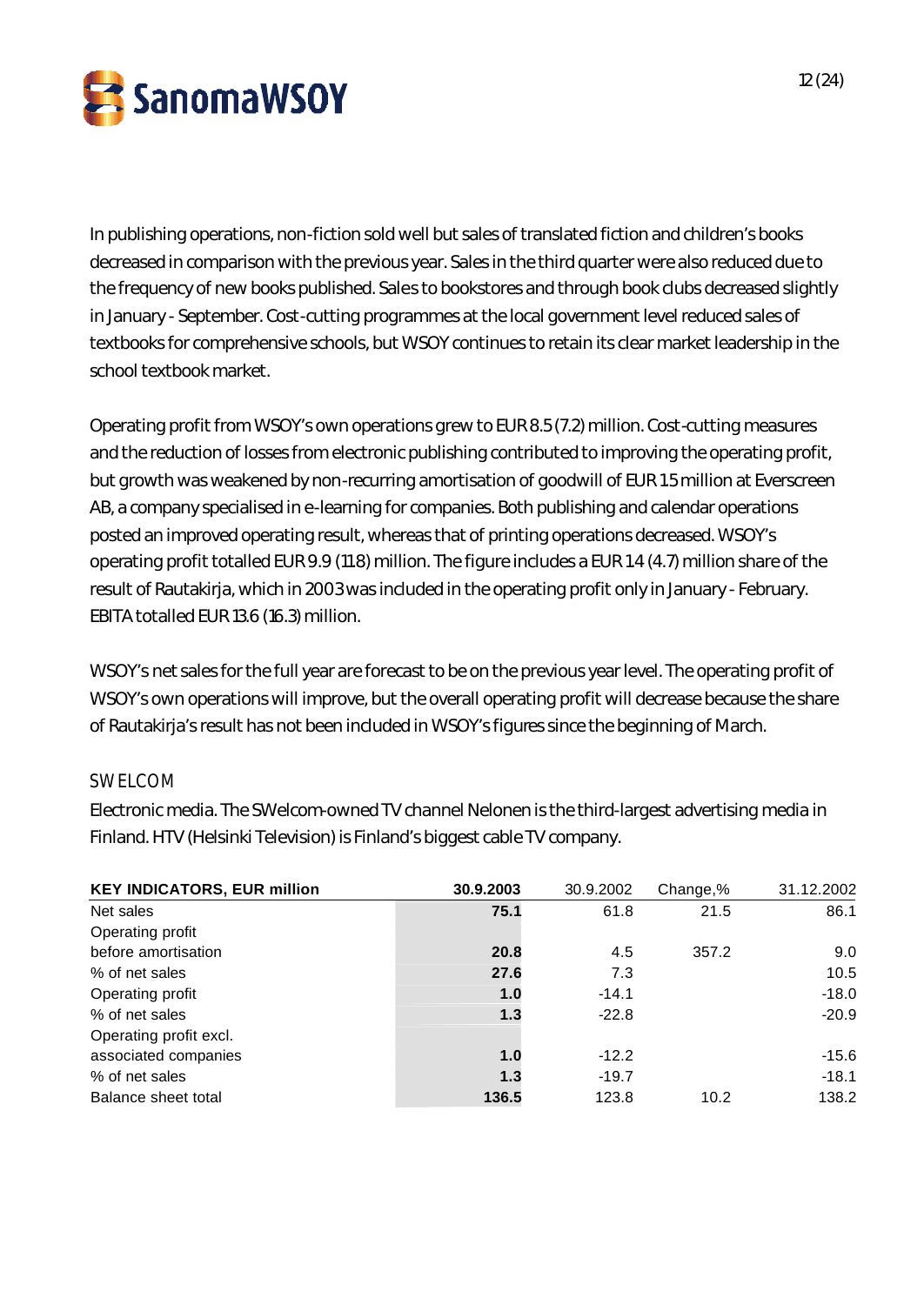In publishing operations, non-fiction sold well but sales of translated fiction and children's books decreased in comparison with the previous year. Sales in the third quarter were also reduced due to the frequency of new books published. Sales to bookstores and through book clubs decreased slightly in January - September. Cost-cutting programmes at the local government level reduced sales of textbooks for comprehensive schools, but WSOY continues to retain its clear market leadership in the school textbook market.

Operating profit from WSOY's own operations grew to EUR 8.5 (7.2) million. Cost-cutting measures and the reduction of losses from electronic publishing contributed to improving the operating profit, but growth was weakened by non-recurring amortisation of goodwill of EUR 1.5 million at Everscreen AB, a company specialised in e-learning for companies. Both publishing and calendar operations posted an improved operating result, whereas that of printing operations decreased. WSOY's operating profit totalled EUR 9.9 (11.8) million. The figure includes a EUR 1.4 (4.7) million share of the result of Rautakirja, which in 2003 was included in the operating profit only in January - February. EBITA totalled EUR 13.6 (16.3) million.

WSOY's net sales for the full year are forecast to be on the previous year level. The operating profit of WSOY's own operations will improve, but the overall operating profit will decrease because the share of Rautakirja's result has not been included in WSOY's figures since the beginning of March.

## SWELCOM

Electronic media. The SWelcom-owned TV channel Nelonen is the third-largest advertising media in Finland. HTV (Helsinki Television) is Finland's biggest cable TV company.

| KEY INDICATORS, EUR million | 30.9.2003 | 30.9.2002 | Change,% | 31.12.2002 |
|---|---|---|---|---|
| Net sales | **75.1** | 61.8 | 21.5 | 86.1 |
| Operating profit before amortisation | **20.8** | 4.5 | 357.2 | 9.0 |
| % of net sales | **27.6** | 7.3 | | 10.5 |
| Operating profit | **1.0** | -14.1 | | -18.0 |
| % of net sales | **1.3** | -22.8 | | -20.9 |
| Operating profit excl. associated companies | **1.0** | -12.2 | | -15.6 |
| % of net sales | **1.3** | -19.7 | | -18.1 |
| Balance sheet total | **136.5** | 123.8 | 10.2 | 138.2 |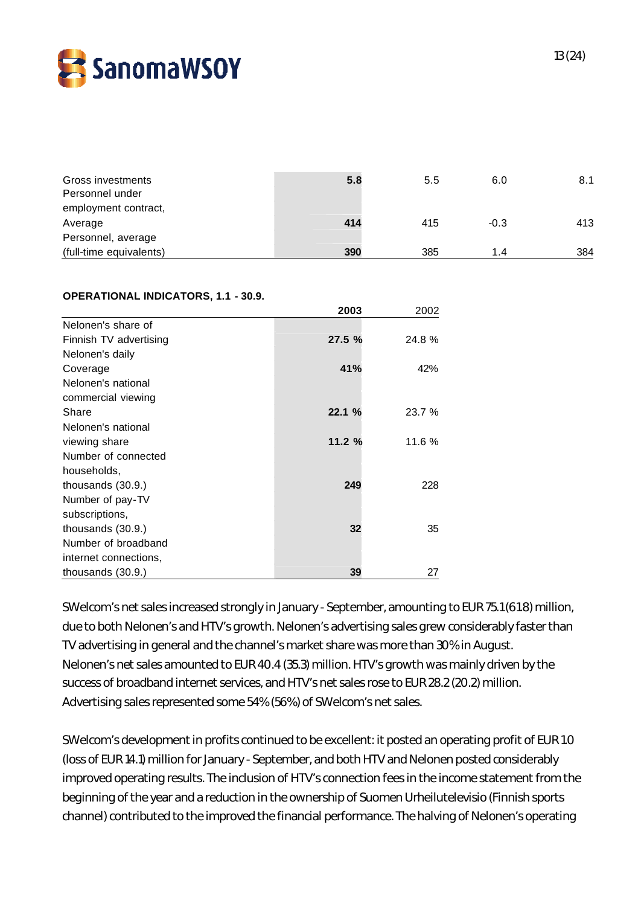| | | | | |
|---|---|---|---|---|
| Gross investments | **5.8** | 5.5 | 6.0 | 8.1 |
| Personnel under employment contract, Average | **414** | 415 | -0.3 | 413 |
| Personnel, average (full-time equivalents) | **390** | 385 | 1.4 | 384 |

**OPERATIONAL INDICATORS, 1.1 - 30.9.**

| | **2003** | 2002 |
|---|---|---|
| Nelonen's share of Finnish TV advertising | **27.5 %** | 24.8 % |
| Nelonen's daily Coverage | **41%** | 42% |
| Nelonen's national commercial viewing Share | **22.1 %** | 23.7 % |
| Nelonen's national viewing share | **11.2 %** | 11.6 % |
| Number of connected households, thousands (30.9.) | **249** | 228 |
| Number of pay-TV subscriptions, thousands (30.9.) | **32** | 35 |
| Number of broadband internet connections, thousands (30.9.) | **39** | 27 |

SWelcom's net sales increased strongly in January - September, amounting to EUR 75.1 (61.8) million, due to both Nelonen's and HTV's growth. Nelonen's advertising sales grew considerably faster than TV advertising in general and the channel's market share was more than 30% in August. Nelonen's net sales amounted to EUR 40.4 (35.3) million. HTV's growth was mainly driven by the success of broadband internet services, and HTV's net sales rose to EUR 28.2 (20.2) million. Advertising sales represented some 54% (56%) of SWelcom's net sales.

SWelcom's development in profits continued to be excellent: it posted an operating profit of EUR 1.0 (loss of EUR 14.1) million for January - September, and both HTV and Nelonen posted considerably improved operating results. The inclusion of HTV's connection fees in the income statement from the beginning of the year and a reduction in the ownership of Suomen Urheilutelevisio (Finnish sports channel) contributed to the improved the financial performance. The halving of Nelonen's operating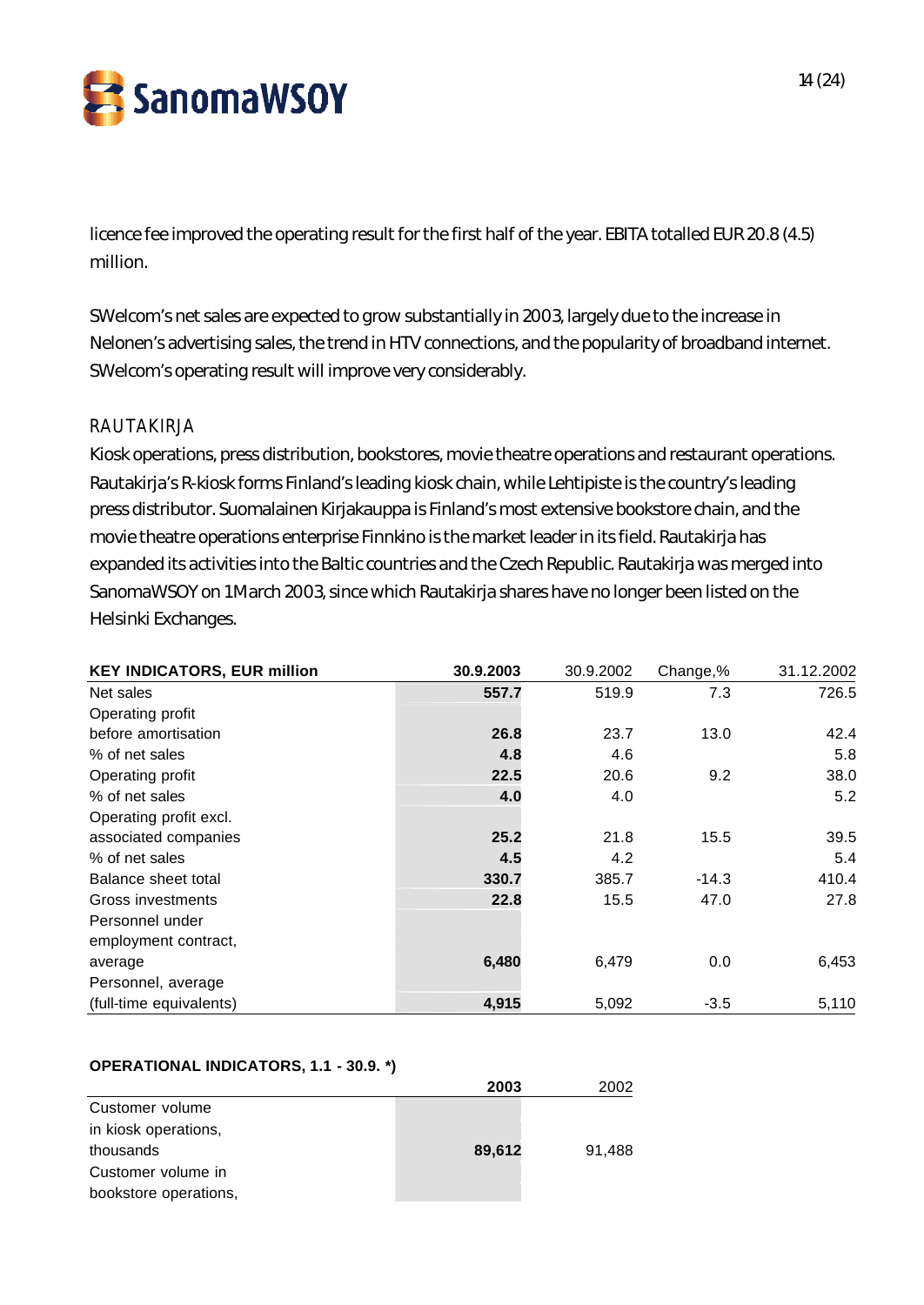licence fee improved the operating result for the first half of the year. EBITA totalled EUR 20.8 (4.5) million.

SWelcom's net sales are expected to grow substantially in 2003, largely due to the increase in Nelonen's advertising sales, the trend in HTV connections, and the popularity of broadband internet. SWelcom's operating result will improve very considerably.

## RAUTAKIRJA

Kiosk operations, press distribution, bookstores, movie theatre operations and restaurant operations. Rautakirja's R-kiosk forms Finland's leading kiosk chain, while Lehtipiste is the country's leading press distributor. Suomalainen Kirjakauppa is Finland's most extensive bookstore chain, and the movie theatre operations enterprise Finnkino is the market leader in its field. Rautakirja has expanded its activities into the Baltic countries and the Czech Republic. Rautakirja was merged into SanomaWSOY on 1 March 2003, since which Rautakirja shares have no longer been listed on the Helsinki Exchanges.

| **KEY INDICATORS, EUR million** | **30.9.2003** | 30.9.2002 | Change,% | 31.12.2002 |
|---|---|---|---|---|
| Net sales | **557.7** | 519.9 | 7.3 | 726.5 |
| Operating profit before amortisation | **26.8** | 23.7 | 13.0 | 42.4 |
| % of net sales | **4.8** | 4.6 | | 5.8 |
| Operating profit | **22.5** | 20.6 | 9.2 | 38.0 |
| % of net sales | **4.0** | 4.0 | | 5.2 |
| Operating profit excl. associated companies | **25.2** | 21.8 | 15.5 | 39.5 |
| % of net sales | **4.5** | 4.2 | | 5.4 |
| Balance sheet total | **330.7** | 385.7 | -14.3 | 410.4 |
| Gross investments | **22.8** | 15.5 | 47.0 | 27.8 |
| Personnel under employment contract, average | **6,480** | 6,479 | 0.0 | 6,453 |
| Personnel, average (full-time equivalents) | **4,915** | 5,092 | -3.5 | 5,110 |

**OPERATIONAL INDICATORS, 1.1 - 30.9. \*)**

| | **2003** | 2002 |
|---|---|---|
| Customer volume in kiosk operations, thousands | **89,612** | 91,488 |
| Customer volume in bookstore operations, | | |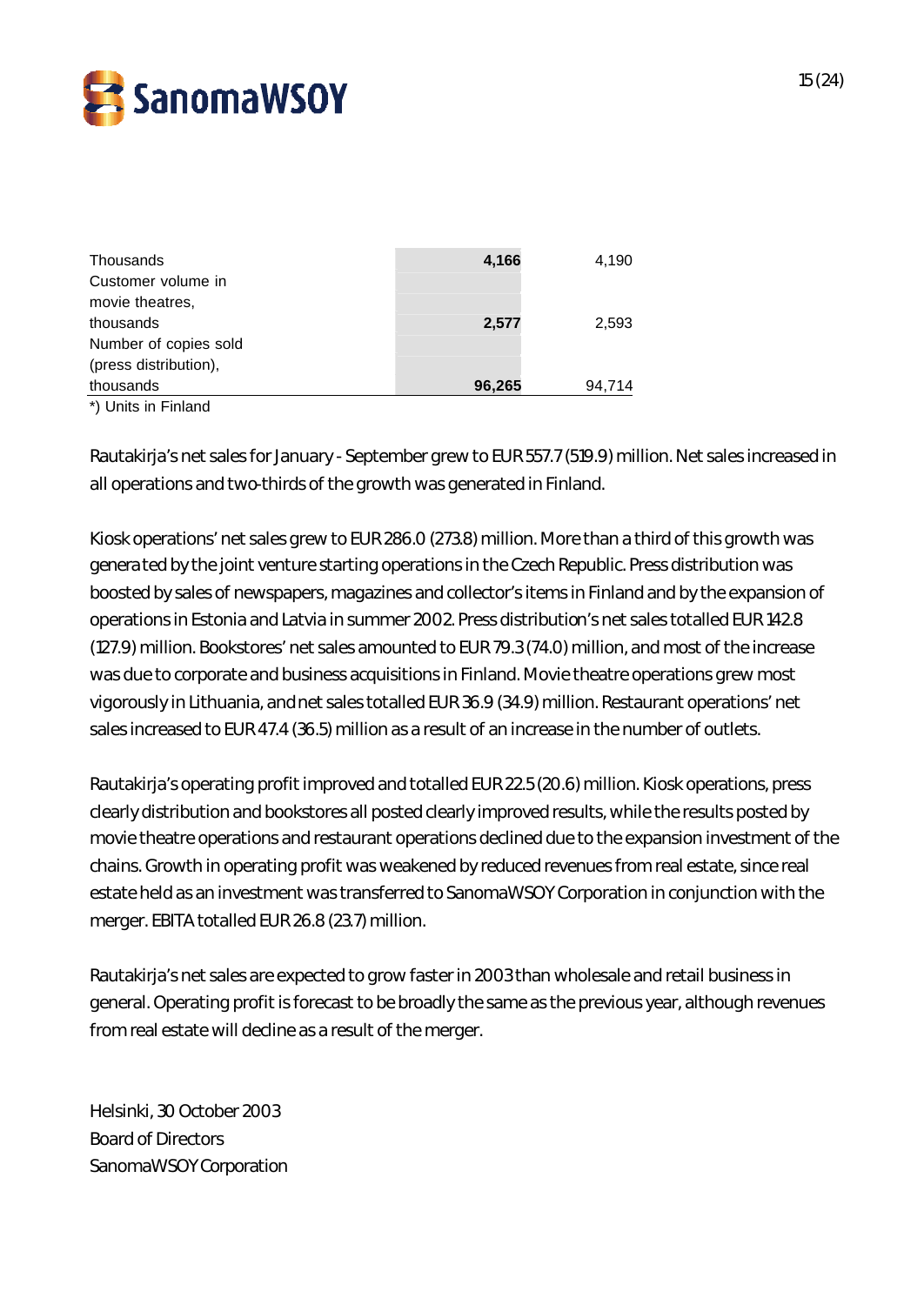| | | |
|---|---|---|
| Thousands | **4,166** | 4,190 |
| Customer volume in movie theatres, thousands | **2,577** | 2,593 |
| Number of copies sold (press distribution), thousands | **96,265** | 94,714 |

*) Units in Finland

Rautakirja's net sales for January - September grew to EUR 557.7 (519.9) million. Net sales increased in all operations and two-thirds of the growth was generated in Finland.

Kiosk operations' net sales grew to EUR 286.0 (273.8) million. More than a third of this growth was generated by the joint venture starting operations in the Czech Republic. Press distribution was boosted by sales of newspapers, magazines and collector's items in Finland and by the expansion of operations in Estonia and Latvia in summer 2002. Press distribution's net sales totalled EUR 142.8 (127.9) million. Bookstores' net sales amounted to EUR 79.3 (74.0) million, and most of the increase was due to corporate and business acquisitions in Finland. Movie theatre operations grew most vigorously in Lithuania, and net sales totalled EUR 36.9 (34.9) million. Restaurant operations' net sales increased to EUR 47.4 (36.5) million as a result of an increase in the number of outlets.

Rautakirja's operating profit improved and totalled EUR 22.5 (20.6) million. Kiosk operations, press clearly distribution and bookstores all posted clearly improved results, while the results posted by movie theatre operations and restaurant operations declined due to the expansion investment of the chains. Growth in operating profit was weakened by reduced revenues from real estate, since real estate held as an investment was transferred to SanomaWSOY Corporation in conjunction with the merger. EBITA totalled EUR 26.8 (23.7) million.

Rautakirja's net sales are expected to grow faster in 2003 than wholesale and retail business in general. Operating profit is forecast to be broadly the same as the previous year, although revenues from real estate will decline as a result of the merger.

Helsinki, 30 October 2003
Board of Directors
SanomaWSOY Corporation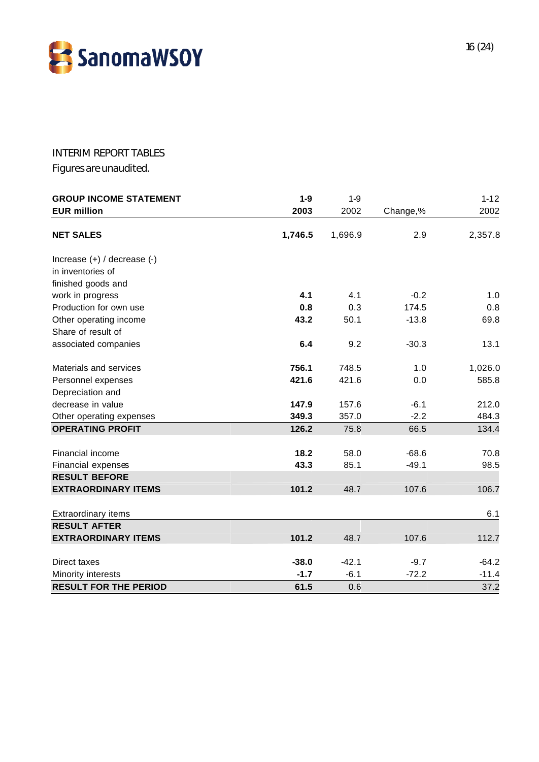INTERIM REPORT TABLES

Figures are unaudited.

| **GROUP INCOME STATEMENT**<br>**EUR million** | **1-9**<br>**2003** | 1-9<br>2002 | Change,% | 1-12<br>2002 |
|---|---|---|---|---|
| **NET SALES** | **1,746.5** | 1,696.9 | 2.9 | 2,357.8 |
| Increase (+) / decrease (-) in inventories of finished goods and work in progress | **4.1** | 4.1 | -0.2 | 1.0 |
| Production for own use | **0.8** | 0.3 | 174.5 | 0.8 |
| Other operating income | **43.2** | 50.1 | -13.8 | 69.8 |
| Share of result of associated companies | **6.4** | 9.2 | -30.3 | 13.1 |
| Materials and services | **756.1** | 748.5 | 1.0 | 1,026.0 |
| Personnel expenses | **421.6** | 421.6 | 0.0 | 585.8 |
| Depreciation and decrease in value | **147.9** | 157.6 | -6.1 | 212.0 |
| Other operating expenses | **349.3** | 357.0 | -2.2 | 484.3 |
| **OPERATING PROFIT** | **126.2** | 75.8 | 66.5 | 134.4 |
| Financial income | **18.2** | 58.0 | -68.6 | 70.8 |
| Financial expenses | **43.3** | 85.1 | -49.1 | 98.5 |
| **RESULT BEFORE EXTRAORDINARY ITEMS** | **101.2** | 48.7 | 107.6 | 106.7 |
| Extraordinary items | | | | 6.1 |
| **RESULT AFTER EXTRAORDINARY ITEMS** | **101.2** | 48.7 | 107.6 | 112.7 |
| Direct taxes | **-38.0** | -42.1 | -9.7 | -64.2 |
| Minority interests | **-1.7** | -6.1 | -72.2 | -11.4 |
| **RESULT FOR THE PERIOD** | **61.5** | 0.6 | | 37.2 |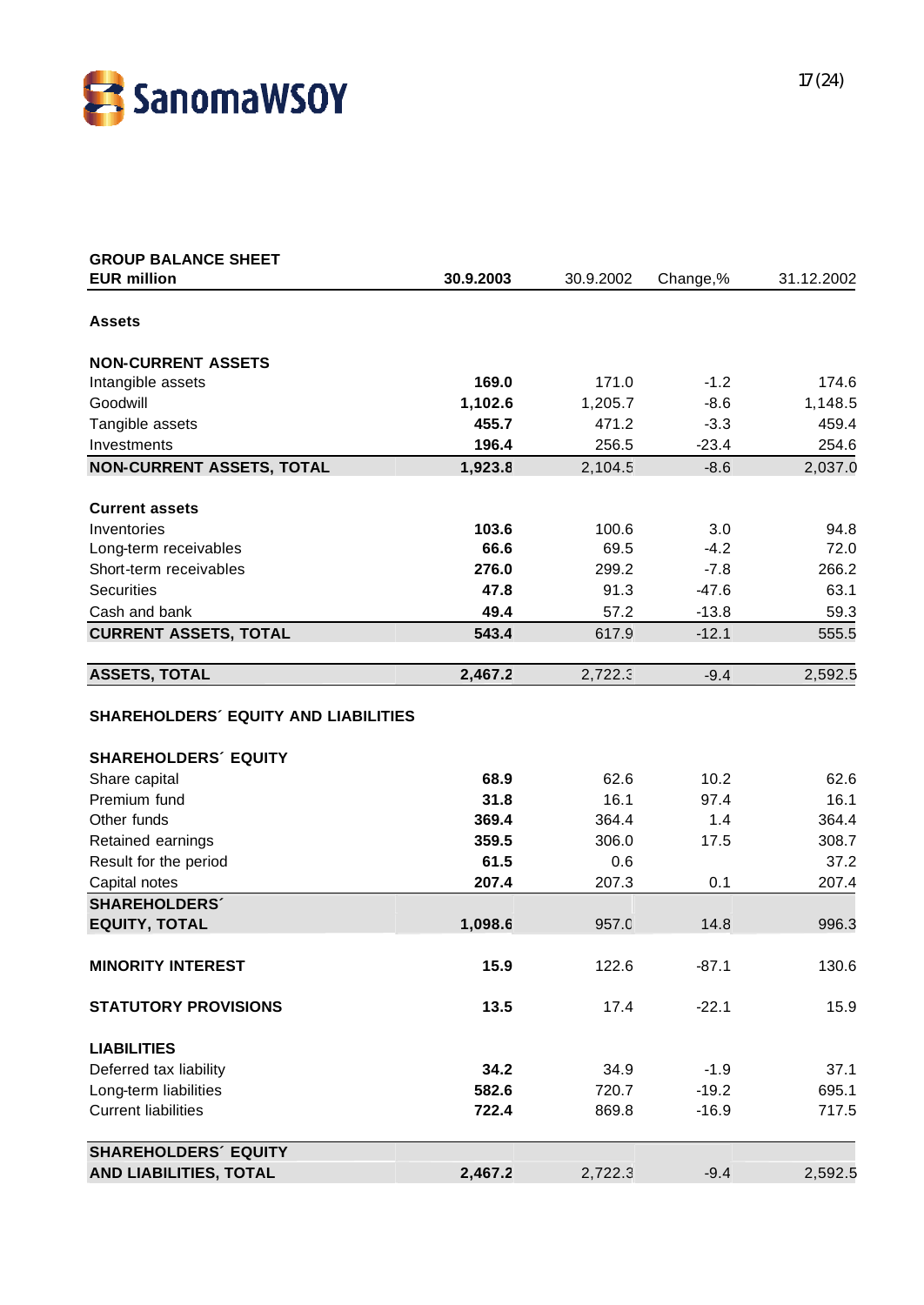| GROUP BALANCE SHEET<br>EUR million | **30.9.2003** | 30.9.2002 | Change,% | 31.12.2002 |
|---|---|---|---|---|
| **Assets** | | | | |
| **NON-CURRENT ASSETS** | | | | |
| Intangible assets | **169.0** | 171.0 | -1.2 | 174.6 |
| Goodwill | **1,102.6** | 1,205.7 | -8.6 | 1,148.5 |
| Tangible assets | **455.7** | 471.2 | -3.3 | 459.4 |
| Investments | **196.4** | 256.5 | -23.4 | 254.6 |
| **NON-CURRENT ASSETS, TOTAL** | **1,923.8** | 2,104.5 | -8.6 | 2,037.0 |
| **Current assets** | | | | |
| Inventories | **103.6** | 100.6 | 3.0 | 94.8 |
| Long-term receivables | **66.6** | 69.5 | -4.2 | 72.0 |
| Short-term receivables | **276.0** | 299.2 | -7.8 | 266.2 |
| Securities | **47.8** | 91.3 | -47.6 | 63.1 |
| Cash and bank | **49.4** | 57.2 | -13.8 | 59.3 |
| **CURRENT ASSETS, TOTAL** | **543.4** | 617.9 | -12.1 | 555.5 |
| **ASSETS, TOTAL** | **2,467.2** | 2,722.3 | -9.4 | 2,592.5 |
| **SHAREHOLDERS´ EQUITY AND LIABILITIES** | | | | |
| **SHAREHOLDERS´ EQUITY** | | | | |
| Share capital | **68.9** | 62.6 | 10.2 | 62.6 |
| Premium fund | **31.8** | 16.1 | 97.4 | 16.1 |
| Other funds | **369.4** | 364.4 | 1.4 | 364.4 |
| Retained earnings | **359.5** | 306.0 | 17.5 | 308.7 |
| Result for the period | **61.5** | 0.6 | | 37.2 |
| Capital notes | **207.4** | 207.3 | 0.1 | 207.4 |
| **SHAREHOLDERS´ EQUITY, TOTAL** | **1,098.6** | 957.0 | 14.8 | 996.3 |
| **MINORITY INTEREST** | **15.9** | 122.6 | -87.1 | 130.6 |
| **STATUTORY PROVISIONS** | **13.5** | 17.4 | -22.1 | 15.9 |
| **LIABILITIES** | | | | |
| Deferred tax liability | **34.2** | 34.9 | -1.9 | 37.1 |
| Long-term liabilities | **582.6** | 720.7 | -19.2 | 695.1 |
| Current liabilities | **722.4** | 869.8 | -16.9 | 717.5 |
| **SHAREHOLDERS´ EQUITY AND LIABILITIES, TOTAL** | **2,467.2** | 2,722.3 | -9.4 | 2,592.5 |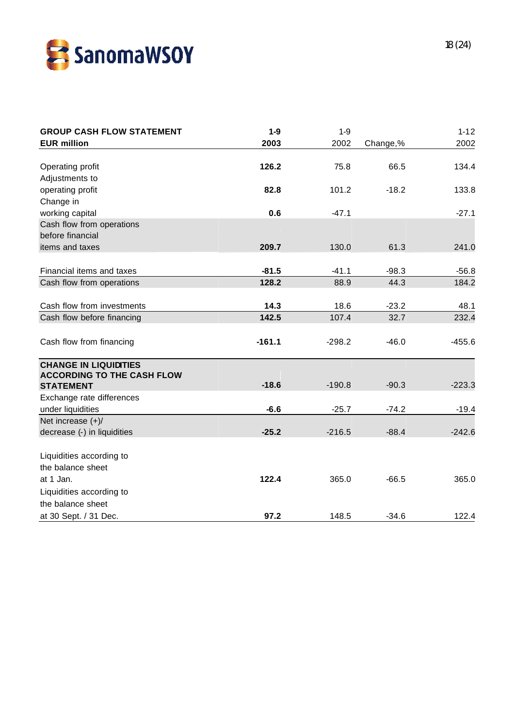| GROUP CASH FLOW STATEMENT<br>EUR million | 1-9<br>2003 | 1-9<br>2002 | Change,% | 1-12<br>2002 |
|---|---|---|---|---|
| Operating profit | **126.2** | 75.8 | 66.5 | 134.4 |
| Adjustments to operating profit | **82.8** | 101.2 | -18.2 | 133.8 |
| Change in working capital | **0.6** | -47.1 | | -27.1 |
| Cash flow from operations before financial items and taxes | **209.7** | 130.0 | 61.3 | 241.0 |
| Financial items and taxes | **-81.5** | -41.1 | -98.3 | -56.8 |
| Cash flow from operations | **128.2** | 88.9 | 44.3 | 184.2 |
| Cash flow from investments | **14.3** | 18.6 | -23.2 | 48.1 |
| Cash flow before financing | **142.5** | 107.4 | 32.7 | 232.4 |
| Cash flow from financing | **-161.1** | -298.2 | -46.0 | -455.6 |
| **CHANGE IN LIQUIDITIES ACCORDING TO THE CASH FLOW STATEMENT** | **-18.6** | -190.8 | -90.3 | -223.3 |
| Exchange rate differences under liquidities | **-6.6** | -25.7 | -74.2 | -19.4 |
| Net increase (+)/ decrease (-) in liquidities | **-25.2** | -216.5 | -88.4 | -242.6 |
| Liquidities according to the balance sheet at 1 Jan. | **122.4** | 365.0 | -66.5 | 365.0 |
| Liquidities according to the balance sheet at 30 Sept. / 31 Dec. | **97.2** | 148.5 | -34.6 | 122.4 |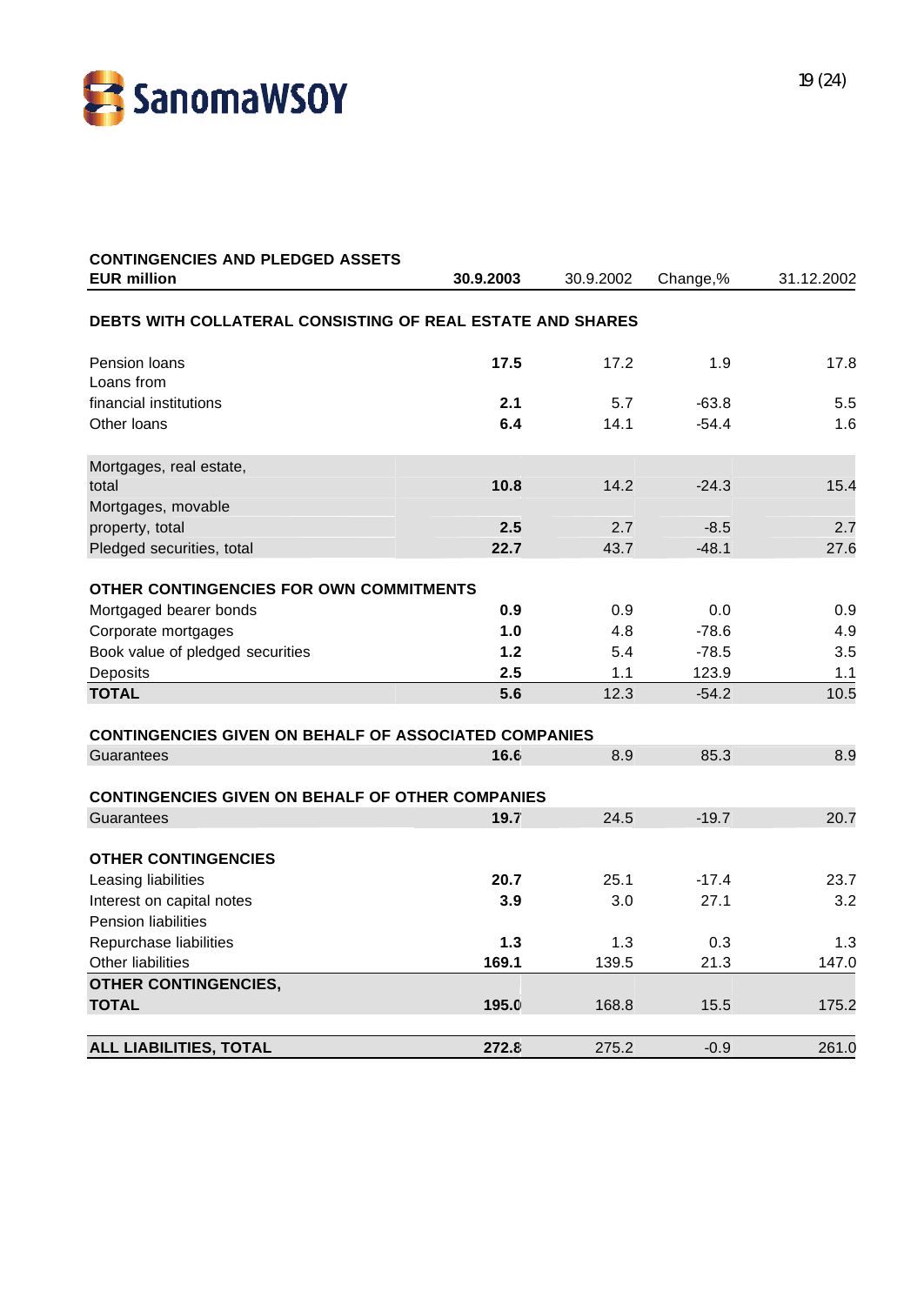| CONTINGENCIES AND PLEDGED ASSETS<br>EUR million | **30.9.2003** | 30.9.2002 | Change,% | 31.12.2002 |
|---|---|---|---|---|
| **DEBTS WITH COLLATERAL CONSISTING OF REAL ESTATE AND SHARES** | | | | |
| Pension loans | **17.5** | 17.2 | 1.9 | 17.8 |
| Loans from financial institutions | **2.1** | 5.7 | -63.8 | 5.5 |
| Other loans | **6.4** | 14.1 | -54.4 | 1.6 |
| Mortgages, real estate, total | **10.8** | 14.2 | -24.3 | 15.4 |
| Mortgages, movable property, total | **2.5** | 2.7 | -8.5 | 2.7 |
| Pledged securities, total | **22.7** | 43.7 | -48.1 | 27.6 |
| **OTHER CONTINGENCIES FOR OWN COMMITMENTS** | | | | |
| Mortgaged bearer bonds | **0.9** | 0.9 | 0.0 | 0.9 |
| Corporate mortgages | **1.0** | 4.8 | -78.6 | 4.9 |
| Book value of pledged securities | **1.2** | 5.4 | -78.5 | 3.5 |
| Deposits | **2.5** | 1.1 | 123.9 | 1.1 |
| **TOTAL** | **5.6** | 12.3 | -54.2 | 10.5 |
| **CONTINGENCIES GIVEN ON BEHALF OF ASSOCIATED COMPANIES** | | | | |
| Guarantees | **16.6** | 8.9 | 85.3 | 8.9 |
| **CONTINGENCIES GIVEN ON BEHALF OF OTHER COMPANIES** | | | | |
| Guarantees | **19.7** | 24.5 | -19.7 | 20.7 |
| **OTHER CONTINGENCIES** | | | | |
| Leasing liabilities | **20.7** | 25.1 | -17.4 | 23.7 |
| Interest on capital notes | **3.9** | 3.0 | 27.1 | 3.2 |
| Pension liabilities | | | | |
| Repurchase liabilities | **1.3** | 1.3 | 0.3 | 1.3 |
| Other liabilities | **169.1** | 139.5 | 21.3 | 147.0 |
| **OTHER CONTINGENCIES, TOTAL** | **195.0** | 168.8 | 15.5 | 175.2 |
| **ALL LIABILITIES, TOTAL** | **272.8** | 275.2 | -0.9 | 261.0 |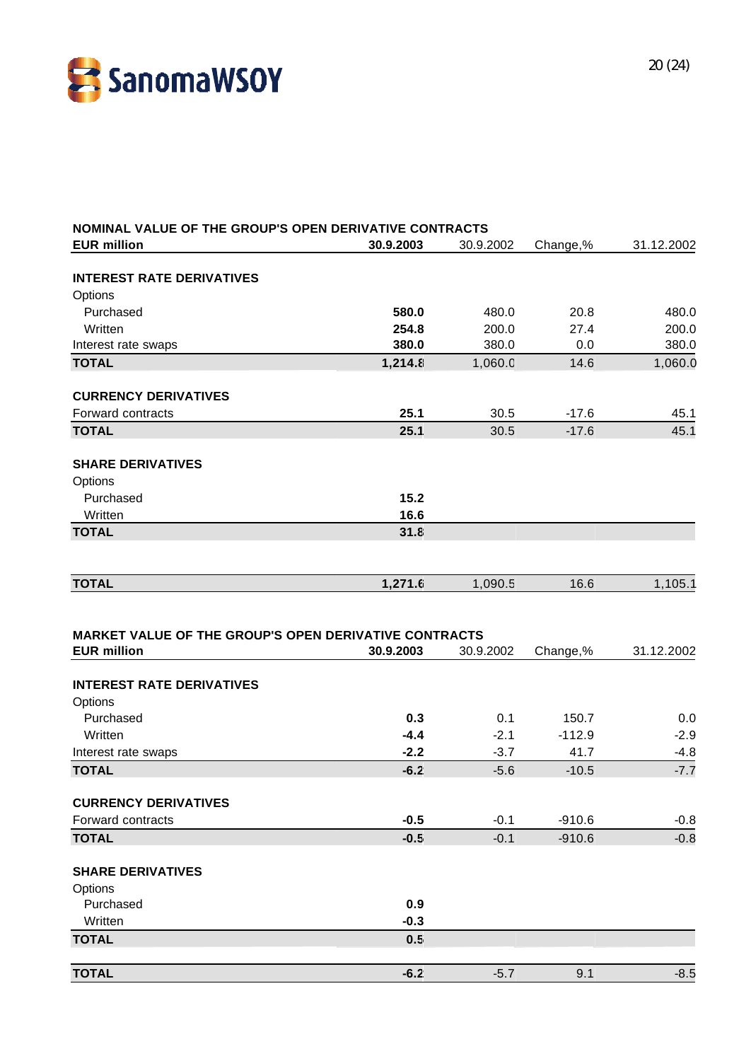## NOMINAL VALUE OF THE GROUP'S OPEN DERIVATIVE CONTRACTS

| EUR million | 30.9.2003 | 30.9.2002 | Change,% | 31.12.2002 |
|---|---|---|---|---|
| **INTEREST RATE DERIVATIVES** | | | | |
| Options | | | | |
| Purchased | **580.0** | 480.0 | 20.8 | 480.0 |
| Written | **254.8** | 200.0 | 27.4 | 200.0 |
| Interest rate swaps | **380.0** | 380.0 | 0.0 | 380.0 |
| **TOTAL** | **1,214.8** | 1,060.0 | 14.6 | 1,060.0 |
| **CURRENCY DERIVATIVES** | | | | |
| Forward contracts | **25.1** | 30.5 | -17.6 | 45.1 |
| **TOTAL** | **25.1** | 30.5 | -17.6 | 45.1 |
| **SHARE DERIVATIVES** | | | | |
| Options | | | | |
| Purchased | **15.2** | | | |
| Written | **16.6** | | | |
| **TOTAL** | **31.8** | | | |
| **TOTAL** | **1,271.6** | 1,090.5 | 16.6 | 1,105.1 |

## MARKET VALUE OF THE GROUP'S OPEN DERIVATIVE CONTRACTS

| EUR million | 30.9.2003 | 30.9.2002 | Change,% | 31.12.2002 |
|---|---|---|---|---|
| **INTEREST RATE DERIVATIVES** | | | | |
| Options | | | | |
| Purchased | **0.3** | 0.1 | 150.7 | 0.0 |
| Written | **-4.4** | -2.1 | -112.9 | -2.9 |
| Interest rate swaps | **-2.2** | -3.7 | 41.7 | -4.8 |
| **TOTAL** | **-6.2** | -5.6 | -10.5 | -7.7 |
| **CURRENCY DERIVATIVES** | | | | |
| Forward contracts | **-0.5** | -0.1 | -910.6 | -0.8 |
| **TOTAL** | **-0.5** | -0.1 | -910.6 | -0.8 |
| **SHARE DERIVATIVES** | | | | |
| Options | | | | |
| Purchased | **0.9** | | | |
| Written | **-0.3** | | | |
| **TOTAL** | **0.5** | | | |
| **TOTAL** | **-6.2** | -5.7 | 9.1 | -8.5 |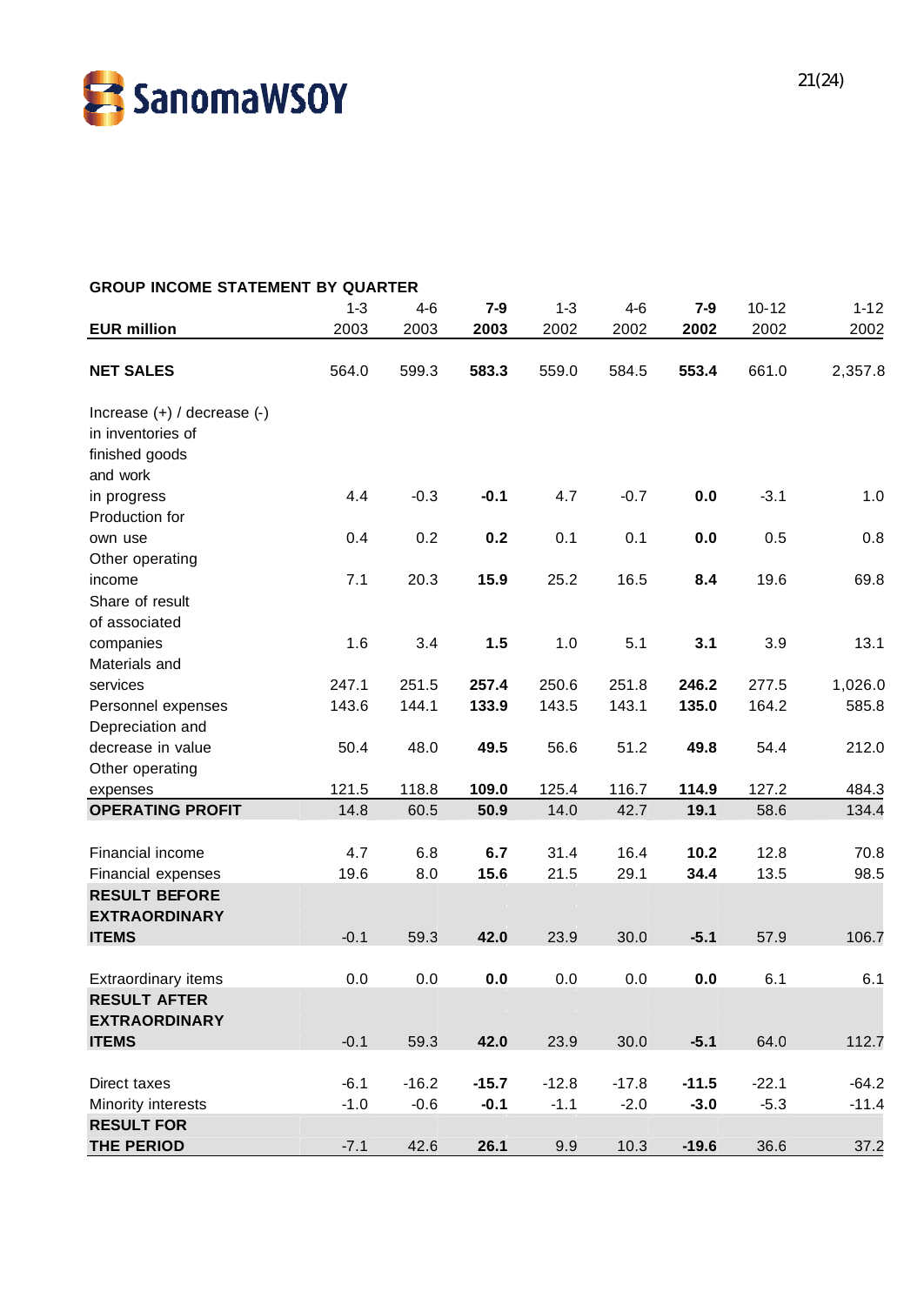## GROUP INCOME STATEMENT BY QUARTER

| EUR million | 1-3 2003 | 4-6 2003 | **7-9 2003** | 1-3 2002 | 4-6 2002 | **7-9 2002** | 10-12 2002 | 1-12 2002 |
|---|---|---|---|---|---|---|---|---|
| **NET SALES** | 564.0 | 599.3 | **583.3** | 559.0 | 584.5 | **553.4** | 661.0 | 2,357.8 |
| Increase (+) / decrease (-) in inventories of finished goods and work in progress | 4.4 | -0.3 | **-0.1** | 4.7 | -0.7 | **0.0** | -3.1 | 1.0 |
| Production for own use | 0.4 | 0.2 | **0.2** | 0.1 | 0.1 | **0.0** | 0.5 | 0.8 |
| Other operating income | 7.1 | 20.3 | **15.9** | 25.2 | 16.5 | **8.4** | 19.6 | 69.8 |
| Share of result of associated companies | 1.6 | 3.4 | **1.5** | 1.0 | 5.1 | **3.1** | 3.9 | 13.1 |
| Materials and services | 247.1 | 251.5 | **257.4** | 250.6 | 251.8 | **246.2** | 277.5 | 1,026.0 |
| Personnel expenses | 143.6 | 144.1 | **133.9** | 143.5 | 143.1 | **135.0** | 164.2 | 585.8 |
| Depreciation and decrease in value | 50.4 | 48.0 | **49.5** | 56.6 | 51.2 | **49.8** | 54.4 | 212.0 |
| Other operating expenses | 121.5 | 118.8 | **109.0** | 125.4 | 116.7 | **114.9** | 127.2 | 484.3 |
| **OPERATING PROFIT** | 14.8 | 60.5 | **50.9** | 14.0 | 42.7 | **19.1** | 58.6 | 134.4 |
| Financial income | 4.7 | 6.8 | **6.7** | 31.4 | 16.4 | **10.2** | 12.8 | 70.8 |
| Financial expenses | 19.6 | 8.0 | **15.6** | 21.5 | 29.1 | **34.4** | 13.5 | 98.5 |
| **RESULT BEFORE EXTRAORDINARY ITEMS** | -0.1 | 59.3 | **42.0** | 23.9 | 30.0 | **-5.1** | 57.9 | 106.7 |
| Extraordinary items | 0.0 | 0.0 | **0.0** | 0.0 | 0.0 | **0.0** | 6.1 | 6.1 |
| **RESULT AFTER EXTRAORDINARY ITEMS** | -0.1 | 59.3 | **42.0** | 23.9 | 30.0 | **-5.1** | 64.0 | 112.7 |
| Direct taxes | -6.1 | -16.2 | **-15.7** | -12.8 | -17.8 | **-11.5** | -22.1 | -64.2 |
| Minority interests | -1.0 | -0.6 | **-0.1** | -1.1 | -2.0 | **-3.0** | -5.3 | -11.4 |
| **RESULT FOR THE PERIOD** | -7.1 | 42.6 | **26.1** | 9.9 | 10.3 | **-19.6** | 36.6 | 37.2 |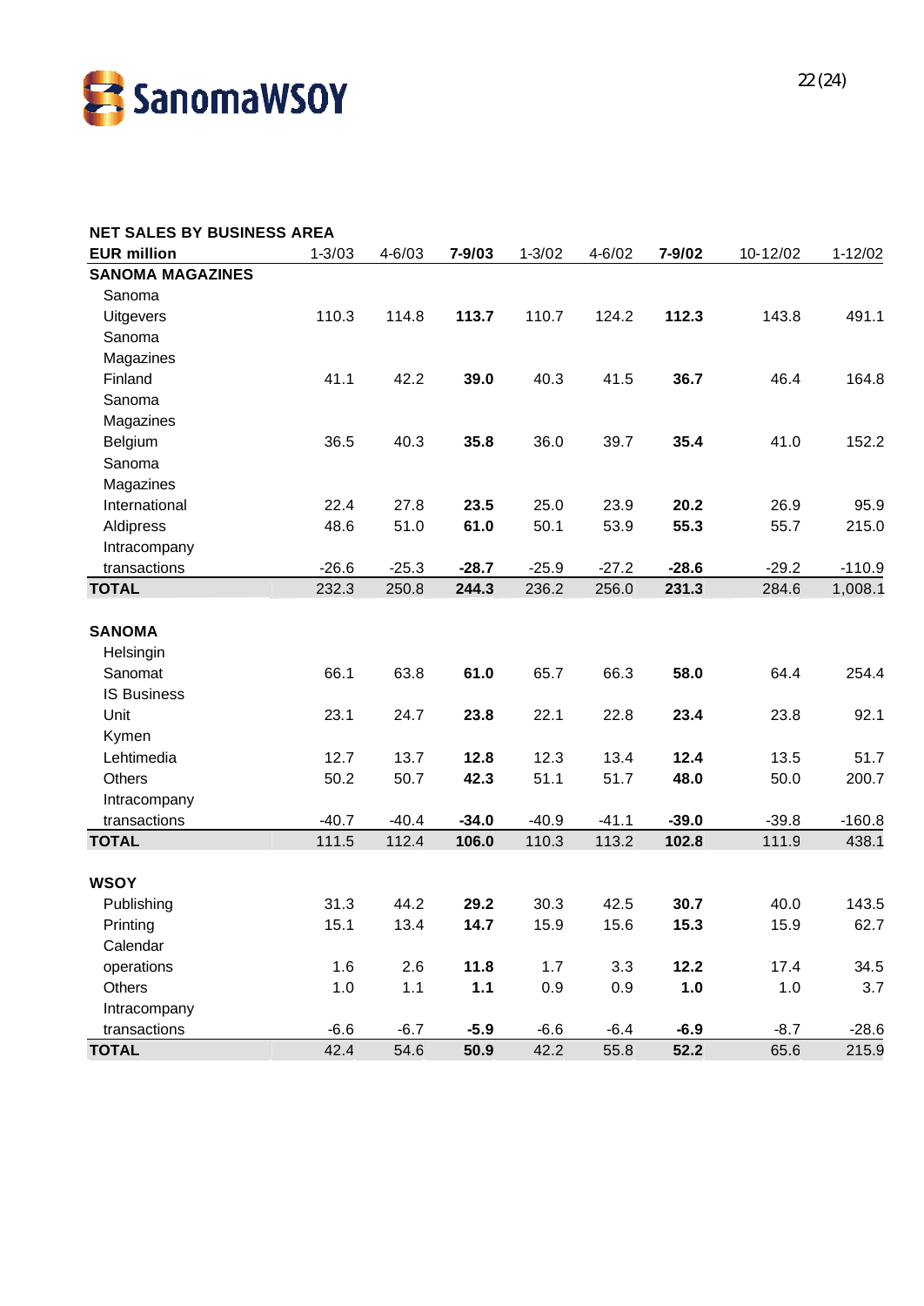## NET SALES BY BUSINESS AREA

| EUR million | 1-3/03 | 4-6/03 | **7-9/03** | 1-3/02 | 4-6/02 | **7-9/02** | 10-12/02 | 1-12/02 |
|---|---|---|---|---|---|---|---|---|
| **SANOMA MAGAZINES** | | | | | | | | |
| Sanoma Uitgevers | 110.3 | 114.8 | **113.7** | 110.7 | 124.2 | **112.3** | 143.8 | 491.1 |
| Sanoma Magazines Finland | 41.1 | 42.2 | **39.0** | 40.3 | 41.5 | **36.7** | 46.4 | 164.8 |
| Sanoma Magazines Belgium | 36.5 | 40.3 | **35.8** | 36.0 | 39.7 | **35.4** | 41.0 | 152.2 |
| Sanoma Magazines International | 22.4 | 27.8 | **23.5** | 25.0 | 23.9 | **20.2** | 26.9 | 95.9 |
| Aldipress | 48.6 | 51.0 | **61.0** | 50.1 | 53.9 | **55.3** | 55.7 | 215.0 |
| Intracompany transactions | -26.6 | -25.3 | **-28.7** | -25.9 | -27.2 | **-28.6** | -29.2 | -110.9 |
| **TOTAL** | 232.3 | 250.8 | **244.3** | 236.2 | 256.0 | **231.3** | 284.6 | 1,008.1 |
| | | | | | | | | |
| **SANOMA** | | | | | | | | |
| Helsingin Sanomat | 66.1 | 63.8 | **61.0** | 65.7 | 66.3 | **58.0** | 64.4 | 254.4 |
| IS Business Unit | 23.1 | 24.7 | **23.8** | 22.1 | 22.8 | **23.4** | 23.8 | 92.1 |
| Kymen Lehtimedia | 12.7 | 13.7 | **12.8** | 12.3 | 13.4 | **12.4** | 13.5 | 51.7 |
| Others | 50.2 | 50.7 | **42.3** | 51.1 | 51.7 | **48.0** | 50.0 | 200.7 |
| Intracompany transactions | -40.7 | -40.4 | **-34.0** | -40.9 | -41.1 | **-39.0** | -39.8 | -160.8 |
| **TOTAL** | 111.5 | 112.4 | **106.0** | 110.3 | 113.2 | **102.8** | 111.9 | 438.1 |
| | | | | | | | | |
| **WSOY** | | | | | | | | |
| Publishing | 31.3 | 44.2 | **29.2** | 30.3 | 42.5 | **30.7** | 40.0 | 143.5 |
| Printing | 15.1 | 13.4 | **14.7** | 15.9 | 15.6 | **15.3** | 15.9 | 62.7 |
| Calendar operations | 1.6 | 2.6 | **11.8** | 1.7 | 3.3 | **12.2** | 17.4 | 34.5 |
| Others | 1.0 | 1.1 | **1.1** | 0.9 | 0.9 | **1.0** | 1.0 | 3.7 |
| Intracompany transactions | -6.6 | -6.7 | **-5.9** | -6.6 | -6.4 | **-6.9** | -8.7 | -28.6 |
| **TOTAL** | 42.4 | 54.6 | **50.9** | 42.2 | 55.8 | **52.2** | 65.6 | 215.9 |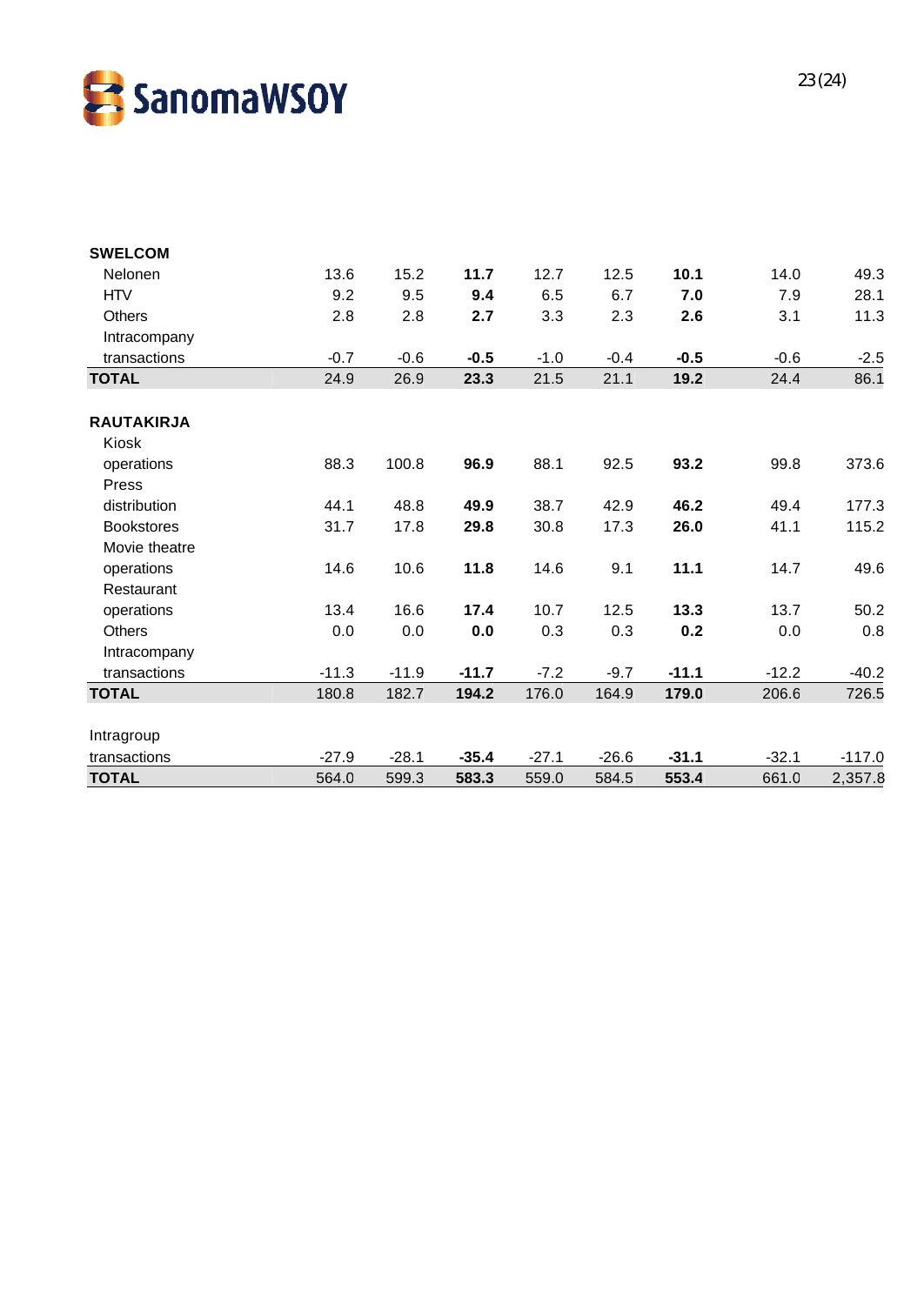| | | | | | | | | |
|---|---|---|---|---|---|---|---|---|
| **SWELCOM** | | | | | | | | |
| Nelonen | 13.6 | 15.2 | **11.7** | 12.7 | 12.5 | **10.1** | 14.0 | 49.3 |
| HTV | 9.2 | 9.5 | **9.4** | 6.5 | 6.7 | **7.0** | 7.9 | 28.1 |
| Others | 2.8 | 2.8 | **2.7** | 3.3 | 2.3 | **2.6** | 3.1 | 11.3 |
| Intracompany transactions | -0.7 | -0.6 | **-0.5** | -1.0 | -0.4 | **-0.5** | -0.6 | -2.5 |
| **TOTAL** | 24.9 | 26.9 | **23.3** | 21.5 | 21.1 | **19.2** | 24.4 | 86.1 |
| | | | | | | | | |
| **RAUTAKIRJA** | | | | | | | | |
| Kiosk operations | 88.3 | 100.8 | **96.9** | 88.1 | 92.5 | **93.2** | 99.8 | 373.6 |
| Press distribution | 44.1 | 48.8 | **49.9** | 38.7 | 42.9 | **46.2** | 49.4 | 177.3 |
| Bookstores | 31.7 | 17.8 | **29.8** | 30.8 | 17.3 | **26.0** | 41.1 | 115.2 |
| Movie theatre operations | 14.6 | 10.6 | **11.8** | 14.6 | 9.1 | **11.1** | 14.7 | 49.6 |
| Restaurant operations | 13.4 | 16.6 | **17.4** | 10.7 | 12.5 | **13.3** | 13.7 | 50.2 |
| Others | 0.0 | 0.0 | **0.0** | 0.3 | 0.3 | **0.2** | 0.0 | 0.8 |
| Intracompany transactions | -11.3 | -11.9 | **-11.7** | -7.2 | -9.7 | **-11.1** | -12.2 | -40.2 |
| **TOTAL** | 180.8 | 182.7 | **194.2** | 176.0 | 164.9 | **179.0** | 206.6 | 726.5 |
| | | | | | | | | |
| Intragroup transactions | -27.9 | -28.1 | **-35.4** | -27.1 | -26.6 | **-31.1** | -32.1 | -117.0 |
| **TOTAL** | 564.0 | 599.3 | **583.3** | 559.0 | 584.5 | **553.4** | 661.0 | 2,357.8 |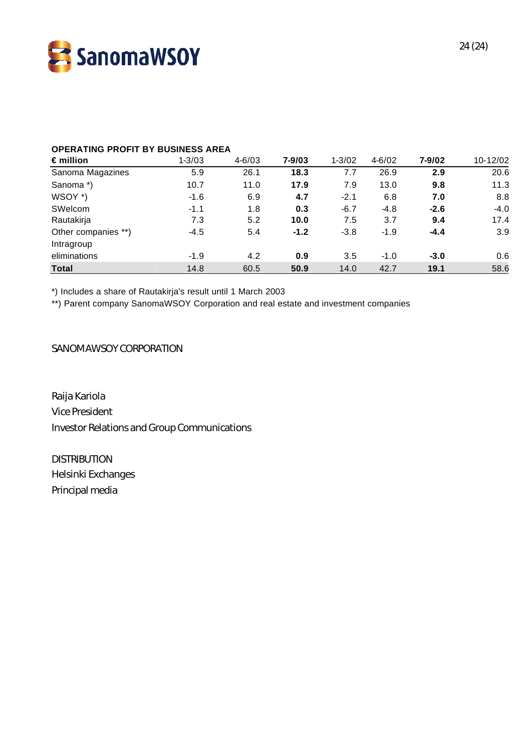**OPERATING PROFIT BY BUSINESS AREA**

| € million | 1-3/03 | 4-6/03 | 7-9/03 | 1-3/02 | 4-6/02 | 7-9/02 | 10-12/02 |
|---|---|---|---|---|---|---|---|
| Sanoma Magazines | 5.9 | 26.1 | **18.3** | 7.7 | 26.9 | **2.9** | 20.6 |
| Sanoma *) | 10.7 | 11.0 | **17.9** | 7.9 | 13.0 | **9.8** | 11.3 |
| WSOY *) | -1.6 | 6.9 | **4.7** | -2.1 | 6.8 | **7.0** | 8.8 |
| SWelcom | -1.1 | 1.8 | **0.3** | -6.7 | -4.8 | **-2.6** | -4.0 |
| Rautakirja | 7.3 | 5.2 | **10.0** | 7.5 | 3.7 | **9.4** | 17.4 |
| Other companies **) | -4.5 | 5.4 | **-1.2** | -3.8 | -1.9 | **-4.4** | 3.9 |
| Intragroup eliminations | -1.9 | 4.2 | **0.9** | 3.5 | -1.0 | **-3.0** | 0.6 |
| **Total** | 14.8 | 60.5 | **50.9** | 14.0 | 42.7 | **19.1** | 58.6 |

*) Includes a share of Rautakirja's result until 1 March 2003

**) Parent company SanomaWSOY Corporation and real estate and investment companies

SANOMAWSOY CORPORATION

Raija Kariola
Vice President
Investor Relations and Group Communications

DISTRIBUTION
Helsinki Exchanges
Principal media